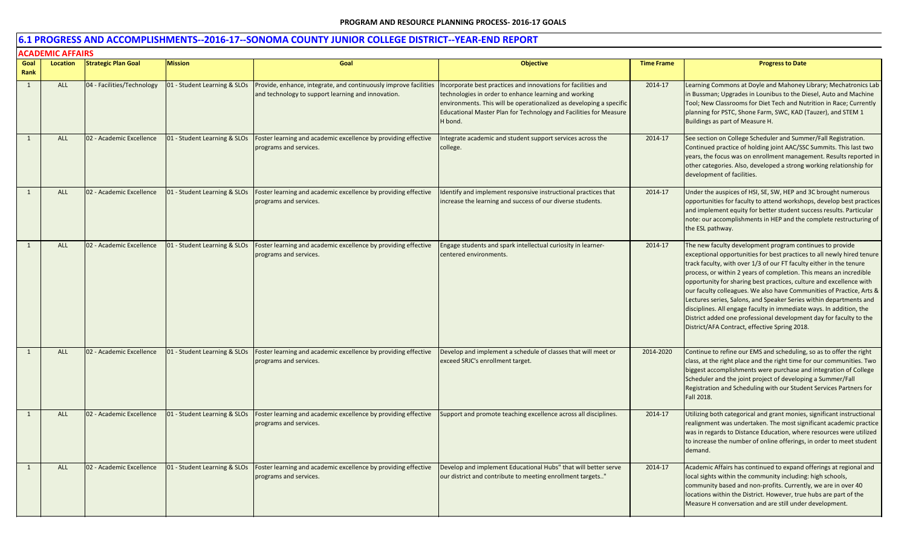PROGRAM AND RESOURCE PLANNING PROCESS- 2016-17 GOALS

## 6.1 PROGRESS AND ACCOMPLISHMENTS--2016-17--SONOMA COUNTY JUNIOR COLLEGE DISTRICT--YEAR-END REPORT

### ACADEMIC AFFAIRS

| Goal Rank | Location | Strategic Plan Goal | Mission | Goal | Objective | Time Frame | Progress to Date |
|---|---|---|---|---|---|---|---|
| 1 | ALL | 04 - Facilities/Technology | 01 - Student Learning & SLOs | Provide, enhance, integrate, and continuously improve facilities and technology to support learning and innovation. | Incorporate best practices and innovations for facilities and technologies in order to enhance learning and working environments. This will be operationalized as developing a specific Educational Master Plan for Technology and Facilities for Measure H bond. | 2014-17 | Learning Commons at Doyle and Mahoney Library; Mechatronics Lab in Bussman; Upgrades in Lounibus to the Diesel, Auto and Machine Tool; New Classrooms for Diet Tech and Nutrition in Race; Currently planning for PSTC, Shone Farm, SWC, KAD (Tauzer), and STEM 1 Buildings as part of Measure H. |
| 1 | ALL | 02 - Academic Excellence | 01 - Student Learning & SLOs | Foster learning and academic excellence by providing effective programs and services. | Integrate academic and student support services across the college. | 2014-17 | See section on College Scheduler and Summer/Fall Registration. Continued practice of holding joint AAC/SSC Summits. This last two years, the focus was on enrollment management. Results reported in other categories. Also, developed a strong working relationship for development of facilities. |
| 1 | ALL | 02 - Academic Excellence | 01 - Student Learning & SLOs | Foster learning and academic excellence by providing effective programs and services. | Identify and implement responsive instructional practices that increase the learning and success of our diverse students. | 2014-17 | Under the auspices of HSI, SE, SW, HEP and 3C brought numerous opportunities for faculty to attend workshops, develop best practices and implement equity for better student success results. Particular note: our accomplishments in HEP and the complete restructuring of the ESL pathway. |
| 1 | ALL | 02 - Academic Excellence | 01 - Student Learning & SLOs | Foster learning and academic excellence by providing effective programs and services. | Engage students and spark intellectual curiosity in learner-centered environments. | 2014-17 | The new faculty development program continues to provide exceptional opportunities for best practices to all newly hired tenure track faculty, with over 1/3 of our FT faculty either in the tenure process, or within 2 years of completion. This means an incredible opportunity for sharing best practices, culture and excellence with our faculty colleagues. We also have Communities of Practice, Arts & Lectures series, Salons, and Speaker Series within departments and disciplines. All engage faculty in immediate ways. In addition, the District added one professional development day for faculty to the District/AFA Contract, effective Spring 2018. |
| 1 | ALL | 02 - Academic Excellence | 01 - Student Learning & SLOs | Foster learning and academic excellence by providing effective programs and services. | Develop and implement a schedule of classes that will meet or exceed SRJC's enrollment target. | 2014-2020 | Continue to refine our EMS and scheduling, so as to offer the right class, at the right place and the right time for our communities. Two biggest accomplishments were purchase and integration of College Scheduler and the joint project of developing a Summer/Fall Registration and Scheduling with our Student Services Partners for Fall 2018. |
| 1 | ALL | 02 - Academic Excellence | 01 - Student Learning & SLOs | Foster learning and academic excellence by providing effective programs and services. | Support and promote teaching excellence across all disciplines. | 2014-17 | Utilizing both categorical and grant monies, significant instructional realignment was undertaken. The most significant academic practice was in regards to Distance Education, where resources were utilized to increase the number of online offerings, in order to meet student demand. |
| 1 | ALL | 02 - Academic Excellence | 01 - Student Learning & SLOs | Foster learning and academic excellence by providing effective programs and services. | Develop and implement Educational Hubs" that will better serve our district and contribute to meeting enrollment targets.." | 2014-17 | Academic Affairs has continued to expand offerings at regional and local sights within the community including: high schools, community based and non-profits. Currently, we are in over 40 locations within the District. However, true hubs are part of the Measure H conversation and are still under development. |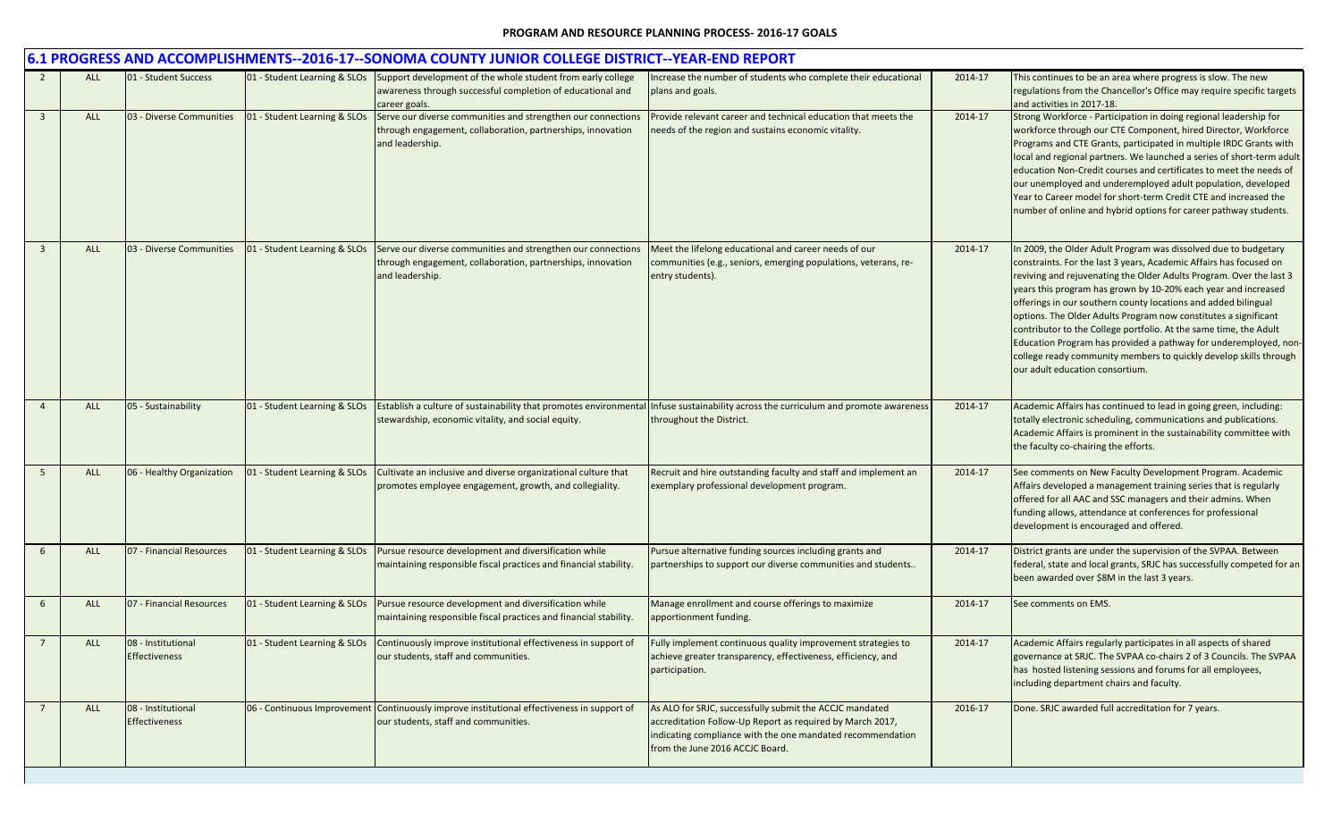**PROGRAM AND RESOURCE PLANNING PROCESS- 2016-17 GOALS**

## 6.1 PROGRESS AND ACCOMPLISHMENTS--2016-17--SONOMA COUNTY JUNIOR COLLEGE DISTRICT--YEAR-END REPORT

| | | | | | | | |
|---|---|---|---|---|---|---|---|
| 2 | ALL | 01 - Student Success | 01 - Student Learning & SLOs | Support development of the whole student from early college awareness through successful completion of educational and career goals. | Increase the number of students who complete their educational plans and goals. | 2014-17 | This continues to be an area where progress is slow. The new regulations from the Chancellor's Office may require specific targets and activities in 2017-18. |
| 3 | ALL | 03 - Diverse Communities | 01 - Student Learning & SLOs | Serve our diverse communities and strengthen our connections through engagement, collaboration, partnerships, innovation and leadership. | Provide relevant career and technical education that meets the needs of the region and sustains economic vitality. | 2014-17 | Strong Workforce - Participation in doing regional leadership for workforce through our CTE Component, hired Director, Workforce Programs and CTE Grants, participated in multiple IRDC Grants with local and regional partners. We launched a series of short-term adult education Non-Credit courses and certificates to meet the needs of our unemployed and underemployed adult population, developed Year to Career model for short-term Credit CTE and increased the number of online and hybrid options for career pathway students. |
| 3 | ALL | 03 - Diverse Communities | 01 - Student Learning & SLOs | Serve our diverse communities and strengthen our connections through engagement, collaboration, partnerships, innovation and leadership. | Meet the lifelong educational and career needs of our communities (e.g., seniors, emerging populations, veterans, re-entry students). | 2014-17 | In 2009, the Older Adult Program was dissolved due to budgetary constraints. For the last 3 years, Academic Affairs has focused on reviving and rejuvenating the Older Adults Program. Over the last 3 years this program has grown by 10-20% each year and increased offerings in our southern county locations and added bilingual options. The Older Adults Program now constitutes a significant contributor to the College portfolio. At the same time, the Adult Education Program has provided a pathway for underemployed, non-college ready community members to quickly develop skills through our adult education consortium. |
| 4 | ALL | 05 - Sustainability | 01 - Student Learning & SLOs | Establish a culture of sustainability that promotes environmental stewardship, economic vitality, and social equity. | Infuse sustainability across the curriculum and promote awareness throughout the District. | 2014-17 | Academic Affairs has continued to lead in going green, including: totally electronic scheduling, communications and publications. Academic Affairs is prominent in the sustainability committee with the faculty co-chairing the efforts. |
| 5 | ALL | 06 - Healthy Organization | 01 - Student Learning & SLOs | Cultivate an inclusive and diverse organizational culture that promotes employee engagement, growth, and collegiality. | Recruit and hire outstanding faculty and staff and implement an exemplary professional development program. | 2014-17 | See comments on New Faculty Development Program. Academic Affairs developed a management training series that is regularly offered for all AAC and SSC managers and their admins. When funding allows, attendance at conferences for professional development is encouraged and offered. |
| 6 | ALL | 07 - Financial Resources | 01 - Student Learning & SLOs | Pursue resource development and diversification while maintaining responsible fiscal practices and financial stability. | Pursue alternative funding sources including grants and partnerships to support our diverse communities and students.. | 2014-17 | District grants are under the supervision of the SVPAA. Between federal, state and local grants, SRJC has successfully competed for an been awarded over $8M in the last 3 years. |
| 6 | ALL | 07 - Financial Resources | 01 - Student Learning & SLOs | Pursue resource development and diversification while maintaining responsible fiscal practices and financial stability. | Manage enrollment and course offerings to maximize apportionment funding. | 2014-17 | See comments on EMS. |
| 7 | ALL | 08 - Institutional Effectiveness | 01 - Student Learning & SLOs | Continuously improve institutional effectiveness in support of our students, staff and communities. | Fully implement continuous quality improvement strategies to achieve greater transparency, effectiveness, efficiency, and participation. | 2014-17 | Academic Affairs regularly participates in all aspects of shared governance at SRJC. The SVPAA co-chairs 2 of 3 Councils. The SVPAA has hosted listening sessions and forums for all employees, including department chairs and faculty. |
| 7 | ALL | 08 - Institutional Effectiveness | 06 - Continuous Improvement | Continuously improve institutional effectiveness in support of our students, staff and communities. | As ALO for SRJC, successfully submit the ACCJC mandated accreditation Follow-Up Report as required by March 2017, indicating compliance with the one mandated recommendation from the June 2016 ACCJC Board. | 2016-17 | Done. SRJC awarded full accreditation for 7 years. |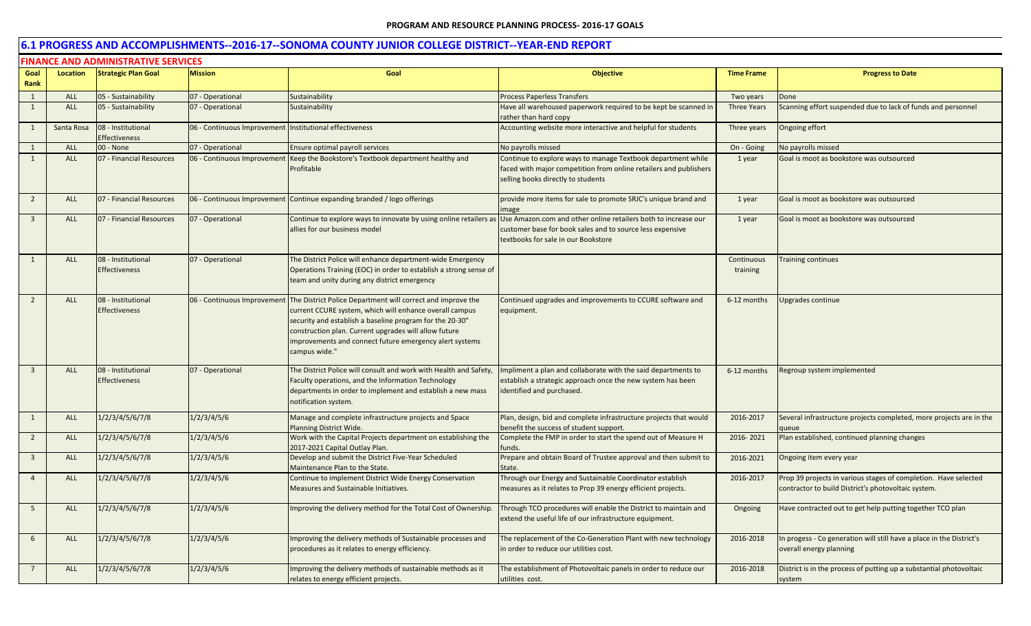## 6.1 PROGRESS AND ACCOMPLISHMENTS--2016-17--SONOMA COUNTY JUNIOR COLLEGE DISTRICT--YEAR-END REPORT

### FINANCE AND ADMINISTRATIVE SERVICES

| Goal Rank | Location | Strategic Plan Goal | Mission | Goal | Objective | Time Frame | Progress to Date |
|---|---|---|---|---|---|---|---|
| 1 | ALL | 05 - Sustainability | 07 - Operational | Sustainability | Process Paperless Transfers | Two years | Done |
| 1 | ALL | 05 - Sustainability | 07 - Operational | Sustainability | Have all warehoused paperwork required to be kept be scanned in rather than hard copy | Three Years | Scanning effort suspended due to lack of funds and personnel |
| 1 | Santa Rosa | 08 - Institutional Effectiveness | 06 - Continuous Improvement | Institutional effectiveness | Accounting website more interactive and helpful for students | Three years | Ongoing effort |
| 1 | ALL | 00 - None | 07 - Operational | Ensure optimal payroll services | No payrolls missed | On - Going | No payrolls missed |
| 1 | ALL | 07 - Financial Resources | 06 - Continuous Improvement | Keep the Bookstore's Textbook department healthy and Profitable | Continue to explore ways to manage Textbook department while faced with major competition from online retailers and publishers selling books directly to students | 1 year | Goal is moot as bookstore was outsourced |
| 2 | ALL | 07 - Financial Resources | 06 - Continuous Improvement | Continue expanding branded / logo offerings | provide more items for sale to promote SRJC's unique brand and image | 1 year | Goal is moot as bookstore was outsourced |
| 3 | ALL | 07 - Financial Resources | 07 - Operational | Continue to explore ways to innovate by using online retailers as allies for our business model | Use Amazon.com and other online retailers both to increase our customer base for book sales and to source less expensive textbooks for sale in our Bookstore | 1 year | Goal is moot as bookstore was outsourced |
| 1 | ALL | 08 - Institutional Effectiveness | 07 - Operational | The District Police will enhance department-wide Emergency Operations Training (EOC) in order to establish a strong sense of team and unity during any district emergency | | Continuous training | Training continues |
| 2 | ALL | 08 - Institutional Effectiveness | 06 - Continuous Improvement | The District Police Department will correct and improve the current CCURE system, which will enhance overall campus security and establish a baseline program for the 20-30" construction plan. Current upgrades will allow future improvements and connect future emergency alert systems campus wide." | Continued upgrades and improvements to CCURE software and equipment. | 6-12 months | Upgrades continue |
| 3 | ALL | 08 - Institutional Effectiveness | 07 - Operational | The District Police will consult and work with Health and Safety, Faculty operations, and the Information Technology departments in order to implement and establish a new mass notification system. | Impliment a plan and collaborate with the said departments to establish a strategic approach once the new system has been identified and purchased. | 6-12 months | Regroup system implemented |
| 1 | ALL | 1/2/3/4/5/6/7/8 | 1/2/3/4/5/6 | Manage and complete infrastructure projects and Space Planning District Wide. | Plan, design, bid and complete infrastructure projects that would benefit the success of student support. | 2016-2017 | Several infrastructure projects completed, more projects are in the queue |
| 2 | ALL | 1/2/3/4/5/6/7/8 | 1/2/3/4/5/6 | Work with the Capital Projects department on establishing the 2017-2021 Capital Outlay Plan. | Complete the FMP in order to start the spend out of Measure H funds. | 2016- 2021 | Plan established, continued planning changes |
| 3 | ALL | 1/2/3/4/5/6/7/8 | 1/2/3/4/5/6 | Develop and submit the District Five-Year Scheduled Maintenance Plan to the State. | Prepare and obtain Board of Trustee approval and then submit to State. | 2016-2021 | Ongoing item every year |
| 4 | ALL | 1/2/3/4/5/6/7/8 | 1/2/3/4/5/6 | Continue to implement District Wide Energy Conservation Measures and Sustainable Initiatives. | Through our Energy and Sustainable Coordinator establish measures as it relates to Prop 39 energy efficient projects. | 2016-2017 | Prop 39 projects in various stages of completion. Have selected contractor to build District's photovoltaic system. |
| 5 | ALL | 1/2/3/4/5/6/7/8 | 1/2/3/4/5/6 | Improving the delivery method for the Total Cost of Ownership. | Through TCO procedures will enable the District to maintain and extend the useful life of our infrastructure equipment. | Ongoing | Have contracted out to get help putting together TCO plan |
| 6 | ALL | 1/2/3/4/5/6/7/8 | 1/2/3/4/5/6 | Improving the delivery methods of Sustainable processes and procedures as it relates to energy efficiency. | The replacement of the Co-Generation Plant with new technology in order to reduce our utilities cost. | 2016-2018 | In progess - Co generation will still have a place in the District's overall energy planning |
| 7 | ALL | 1/2/3/4/5/6/7/8 | 1/2/3/4/5/6 | Improving the delivery methods of sustainable methods as it relates to energy efficient projects. | The establishment of Photovoltaic panels in order to reduce our utilities cost. | 2016-2018 | District is in the process of putting up a substantial photovoltaic system |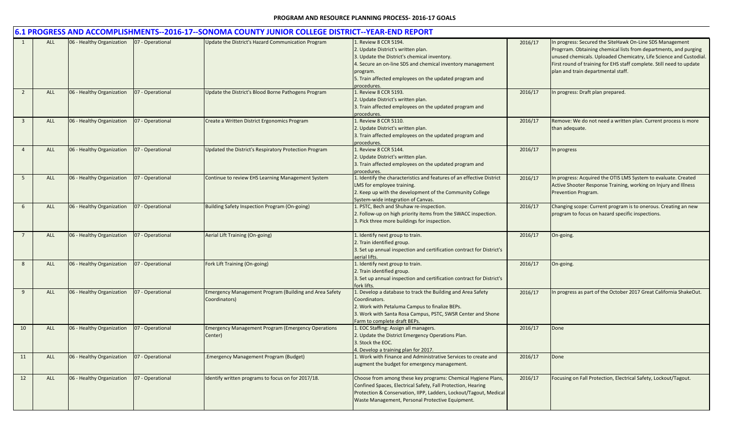**PROGRAM AND RESOURCE PLANNING PROCESS- 2016-17 GOALS**

## 6.1 PROGRESS AND ACCOMPLISHMENTS--2016-17--SONOMA COUNTY JUNIOR COLLEGE DISTRICT--YEAR-END REPORT

| | | | | | | | |
|---|---|---|---|---|---|---|---|
| 1 | ALL | 06 - Healthy Organization | 07 - Operational | Update the District's Hazard Communication Program | 1. Review 8 CCR 5194.<br>2. Update District's written plan.<br>3. Update the District's chemical inventory.<br>4. Secure an on-line SDS and chemical inventory management program.<br>5. Train affected employees on the updated program and procedures. | 2016/17 | In progress: Secured the SiteHawk On-Line SDS Management Progrram. Obtaining chemical lists from departments, and purging unused chemicals. Uploaded Chemicatry, Life Science and Custodial. First round of training for EHS staff complete. Still need to update plan and train departmental staff. |
| 2 | ALL | 06 - Healthy Organization | 07 - Operational | Update the District's Blood Borne Pathogens Program | 1. Review 8 CCR 5193.<br>2. Update District's written plan.<br>3. Train affected employees on the updated program and procedures. | 2016/17 | In progress: Draft plan prepared. |
| 3 | ALL | 06 - Healthy Organization | 07 - Operational | Create a Written District Ergonomics Program | 1. Review 8 CCR 5110.<br>2. Update District's written plan.<br>3. Train affected employees on the updated program and procedures. | 2016/17 | Remove: We do not need a written plan. Current process is more than adequate. |
| 4 | ALL | 06 - Healthy Organization | 07 - Operational | Updated the District's Respiratory Protection Program | 1. Review 8 CCR 5144.<br>2. Update District's written plan.<br>3. Train affected employees on the updated program and procedures. | 2016/17 | In progress |
| 5 | ALL | 06 - Healthy Organization | 07 - Operational | Continue to review EHS Learning Management System | 1. Identify the characteristics and features of an effective District LMS for employee training.<br>2. Keep up with the development of the Community College System-wide integration of Canvas. | 2016/17 | In progress: Acquired the OTIS LMS System to evaluate. Created Active Shooter Response Training, working on Injury and Illness Prevention Program. |
| 6 | ALL | 06 - Healthy Organization | 07 - Operational | Building Safety Inspection Program (On-going) | 1. PSTC, Bech and Shuhaw re-inspection.<br>2. Follow-up on high priority items from the SWACC inspection.<br>3. Pick three more buildings for inspection. | 2016/17 | Changing scope: Current program is to onerous. Creating an new program to focus on hazard specific inspections. |
| 7 | ALL | 06 - Healthy Organization | 07 - Operational | Aerial Lift Training (On-going) | 1. Identify next group to train.<br>2. Train identified group.<br>3. Set up annual inspection and certification contract for District's aerial lifts. | 2016/17 | On-going. |
| 8 | ALL | 06 - Healthy Organization | 07 - Operational | Fork Lift Training (On-going) | 1. Identify next group to train.<br>2. Train identified group.<br>3. Set up annual inspection and certification contract for District's fork lifts. | 2016/17 | On-going. |
| 9 | ALL | 06 - Healthy Organization | 07 - Operational | Emergency Management Program (Building and Area Safety Coordinators) | 1. Develop a database to track the Building and Area Safety Coordinators.<br>2. Work with Petaluma Campus to finalize BEPs.<br>3. Work with Santa Rosa Campus, PSTC, SWSR Center and Shone Farm to complete draft BEPs. | 2016/17 | In progress as part of the October 2017 Great California ShakeOut. |
| 10 | ALL | 06 - Healthy Organization | 07 - Operational | Emergency Management Program (Emergency Operations Center) | 1. EOC Staffing: Assign all managers.<br>2. Update the District Emergency Operations Plan.<br>3. Stock the EOC.<br>4. Develop a training plan for 2017. | 2016/17 | Done |
| 11 | ALL | 06 - Healthy Organization | 07 - Operational | .Emergency Management Program (Budget) | 1. Work with Finance and Administrative Services to create and augment the budget for emergency management. | 2016/17 | Done |
| 12 | ALL | 06 - Healthy Organization | 07 - Operational | Identify written programs to focus on for 2017/18. | Choose from among these key programs: Chemical Hygiene Plans, Confined Spaces, Electrical Safety, Fall Protection, Hearing Protection & Conservation, IIPP, Ladders, Lockout/Tagout, Medical Waste Management, Personal Protective Equipment. | 2016/17 | Focusing on Fall Protection, Electrical Safety, Lockout/Tagout. |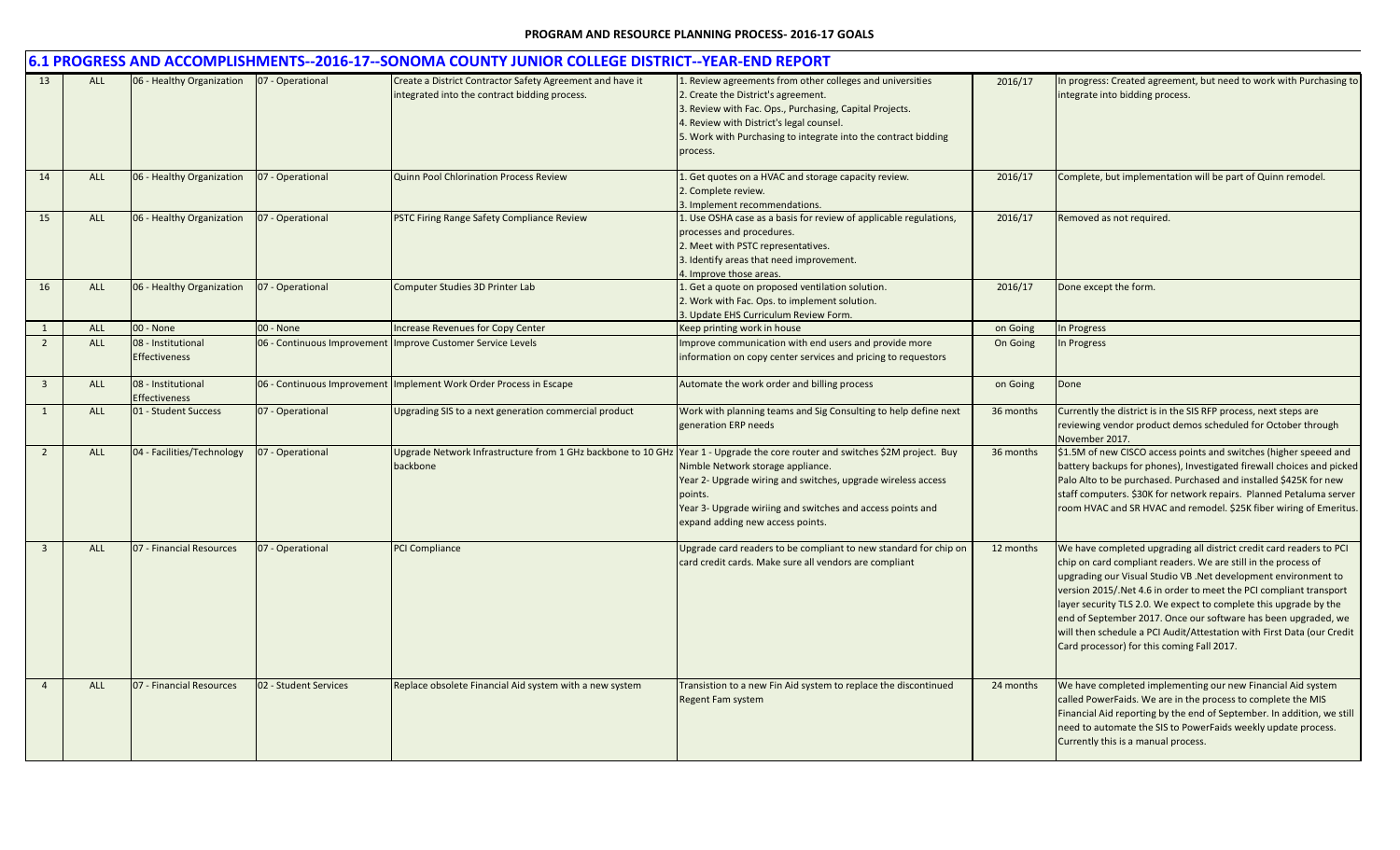**PROGRAM AND RESOURCE PLANNING PROCESS- 2016-17 GOALS**

## 6.1 PROGRESS AND ACCOMPLISHMENTS--2016-17--SONOMA COUNTY JUNIOR COLLEGE DISTRICT--YEAR-END REPORT

| | | | | | | | |
|---|---|---|---|---|---|---|---|
| 13 | ALL | 06 - Healthy Organization | 07 - Operational | Create a District Contractor Safety Agreement and have it integrated into the contract bidding process. | 1. Review agreements from other colleges and universities<br>2. Create the District's agreement.<br>3. Review with Fac. Ops., Purchasing, Capital Projects.<br>4. Review with District's legal counsel.<br>5. Work with Purchasing to integrate into the contract bidding process. | 2016/17 | In progress: Created agreement, but need to work with Purchasing to integrate into bidding process. |
| 14 | ALL | 06 - Healthy Organization | 07 - Operational | Quinn Pool Chlorination Process Review | 1. Get quotes on a HVAC and storage capacity review.<br>2. Complete review.<br>3. Implement recommendations. | 2016/17 | Complete, but implementation will be part of Quinn remodel. |
| 15 | ALL | 06 - Healthy Organization | 07 - Operational | PSTC Firing Range Safety Compliance Review | 1. Use OSHA case as a basis for review of applicable regulations, processes and procedures.<br>2. Meet with PSTC representatives.<br>3. Identify areas that need improvement.<br>4. Improve those areas. | 2016/17 | Removed as not required. |
| 16 | ALL | 06 - Healthy Organization | 07 - Operational | Computer Studies 3D Printer Lab | 1. Get a quote on proposed ventilation solution.<br>2. Work with Fac. Ops. to implement solution.<br>3. Update EHS Curriculum Review Form. | 2016/17 | Done except the form. |
| 1 | ALL | 00 - None | 00 - None | Increase Revenues for Copy Center | Keep printing work in house | on Going | In Progress |
| 2 | ALL | 08 - Institutional Effectiveness | 06 - Continuous Improvement | Improve Customer Service Levels | Improve communication with end users and provide more information on copy center services and pricing to requestors | On Going | In Progress |
| 3 | ALL | 08 - Institutional Effectiveness | 06 - Continuous Improvement | Implement Work Order Process in Escape | Automate the work order and billing process | on Going | Done |
| 1 | ALL | 01 - Student Success | 07 - Operational | Upgrading SIS to a next generation commercial product | Work with planning teams and Sig Consulting to help define next generation ERP needs | 36 months | Currently the district is in the SIS RFP process, next steps are reviewing vendor product demos scheduled for October through November 2017. |
| 2 | ALL | 04 - Facilities/Technology | 07 - Operational | Upgrade Network Infrastructure from 1 GHz backbone to 10 GHz backbone | Year 1 - Upgrade the core router and switches $2M project. Buy Nimble Network storage appliance.<br>Year 2- Upgrade wiring and switches, upgrade wireless access points.<br>Year 3- Upgrade wiriing and switches and access points and expand adding new access points. | 36 months | $1.5M of new CISCO access points and switches (higher speeed and battery backups for phones), Investigated firewall choices and picked Palo Alto to be purchased. Purchased and installed $425K for new staff computers. $30K for network repairs. Planned Petaluma server room HVAC and SR HVAC and remodel. $25K fiber wiring of Emeritus. |
| 3 | ALL | 07 - Financial Resources | 07 - Operational | PCI Compliance | Upgrade card readers to be compliant to new standard for chip on card credit cards. Make sure all vendors are compliant | 12 months | We have completed upgrading all district credit card readers to PCI chip on card compliant readers. We are still in the process of upgrading our Visual Studio VB .Net development environment to version 2015/.Net 4.6 in order to meet the PCI compliant transport layer security TLS 2.0. We expect to complete this upgrade by the end of September 2017. Once our software has been upgraded, we will then schedule a PCI Audit/Attestation with First Data (our Credit Card processor) for this coming Fall 2017. |
| 4 | ALL | 07 - Financial Resources | 02 - Student Services | Replace obsolete Financial Aid system with a new system | Transistion to a new Fin Aid system to replace the discontinued Regent Fam system | 24 months | We have completed implementing our new Financial Aid system called PowerFaids. We are in the process to complete the MIS Financial Aid reporting by the end of September. In addition, we still need to automate the SIS to PowerFaids weekly update process. Currently this is a manual process. |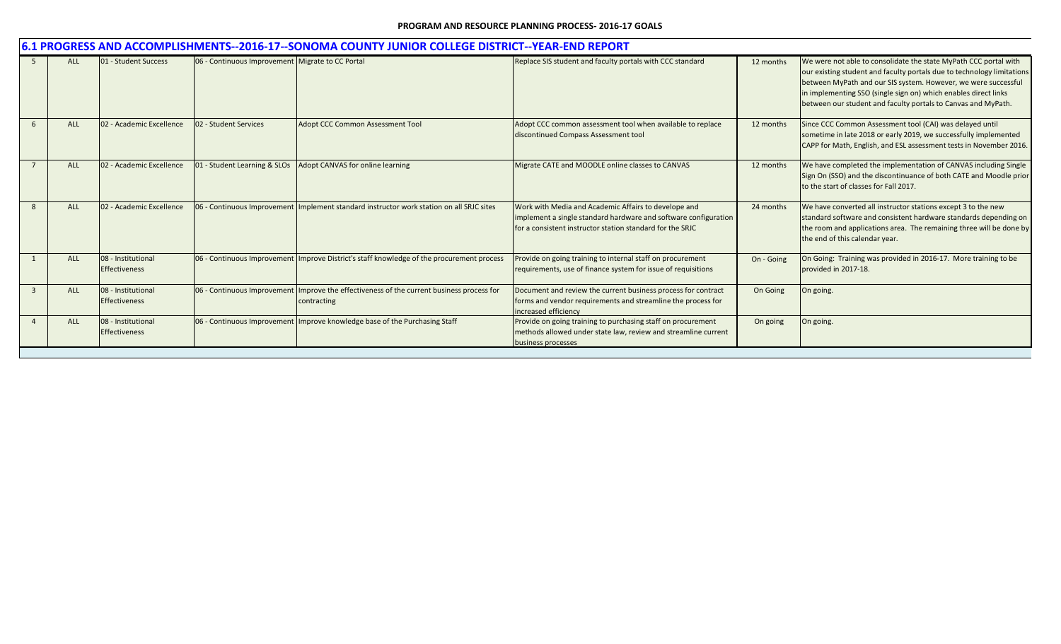## 6.1 PROGRESS AND ACCOMPLISHMENTS--2016-17--SONOMA COUNTY JUNIOR COLLEGE DISTRICT--YEAR-END REPORT

| | | | | | | | |
|---|---|---|---|---|---|---|---|
| 5 | ALL | 01 - Student Success | 06 - Continuous Improvement | Migrate to CC Portal | Replace SIS student and faculty portals with CCC standard | 12 months | We were not able to consolidate the state MyPath CCC portal with our existing student and faculty portals due to technology limitations between MyPath and our SIS system. However, we were successful in implementing SSO (single sign on) which enables direct links between our student and faculty portals to Canvas and MyPath. |
| 6 | ALL | 02 - Academic Excellence | 02 - Student Services | Adopt CCC Common Assessment Tool | Adopt CCC common assessment tool when available to replace discontinued Compass Assessment tool | 12 months | Since CCC Common Assessment tool (CAI) was delayed until sometime in late 2018 or early 2019, we successfully implemented CAPP for Math, English, and ESL assessment tests in November 2016. |
| 7 | ALL | 02 - Academic Excellence | 01 - Student Learning & SLOs | Adopt CANVAS for online learning | Migrate CATE and MOODLE online classes to CANVAS | 12 months | We have completed the implementation of CANVAS including Single Sign On (SSO) and the discontinuance of both CATE and Moodle prior to the start of classes for Fall 2017. |
| 8 | ALL | 02 - Academic Excellence | 06 - Continuous Improvement | Implement standard instructor work station on all SRJC sites | Work with Media and Academic Affairs to develope and implement a single standard hardware and software configuration for a consistent instructor station standard for the SRJC | 24 months | We have converted all instructor stations except 3 to the new standard software and consistent hardware standards depending on the room and applications area. The remaining three will be done by the end of this calendar year. |
| 1 | ALL | 08 - Institutional Effectiveness | 06 - Continuous Improvement | Improve District's staff knowledge of the procurement process | Provide on going training to internal staff on procurement requirements, use of finance system for issue of requisitions | On - Going | On Going: Training was provided in 2016-17. More training to be provided in 2017-18. |
| 3 | ALL | 08 - Institutional Effectiveness | 06 - Continuous Improvement | Improve the effectiveness of the current business process for contracting | Document and review the current business process for contract forms and vendor requirements and streamline the process for increased efficiency | On Going | On going. |
| 4 | ALL | 08 - Institutional Effectiveness | 06 - Continuous Improvement | Improve knowledge base of the Purchasing Staff | Provide on going training to purchasing staff on procurement methods allowed under state law, review and streamline current business processes | On going | On going. |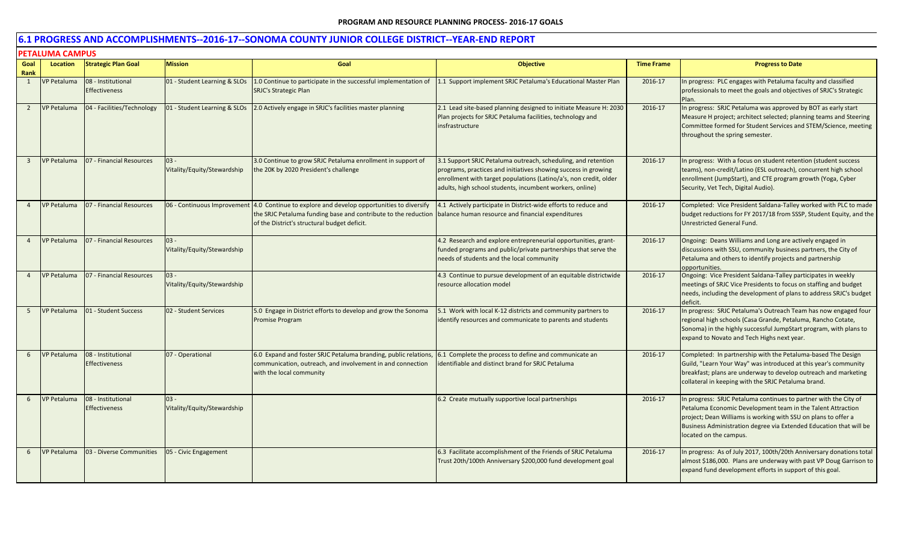## 6.1 PROGRESS AND ACCOMPLISHMENTS--2016-17--SONOMA COUNTY JUNIOR COLLEGE DISTRICT--YEAR-END REPORT

### PETALUMA CAMPUS

| Goal Rank | Location | Strategic Plan Goal | Mission | Goal | Objective | Time Frame | Progress to Date |
|---|---|---|---|---|---|---|---|
| 1 | VP Petaluma | 08 - Institutional Effectiveness | 01 - Student Learning & SLOs | 1.0 Continue to participate in the successful implementation of SRJC's Strategic Plan | 1.1 Support implement SRJC Petaluma's Educational Master Plan | 2016-17 | In progress: PLC engages with Petaluma faculty and classified professionals to meet the goals and objectives of SRJC's Strategic Plan. |
| 2 | VP Petaluma | 04 - Facilities/Technology | 01 - Student Learning & SLOs | 2.0 Actively engage in SRJC's facilities master planning | 2.1 Lead site-based planning designed to initiate Measure H: 2030 Plan projects for SRJC Petaluma facilities, technology and insfrastructure | 2016-17 | In progress: SRJC Petaluma was approved by BOT as early start Measure H project; architect selected; planning teams and Steering Committee formed for Student Services and STEM/Science, meeting throughout the spring semester. |
| 3 | VP Petaluma | 07 - Financial Resources | 03 - Vitality/Equity/Stewardship | 3.0 Continue to grow SRJC Petaluma enrollment in support of the 20K by 2020 President's challenge | 3.1 Support SRJC Petaluma outreach, scheduling, and retention programs, practices and initiatives showing success in growing enrollment with target populations (Latino/a's, non credit, older adults, high school students, incumbent workers, online) | 2016-17 | In progress: With a focus on student retention (student success teams), non-credit/Latino (ESL outreach), concurrent high school enrollment (JumpStart), and CTE program growth (Yoga, Cyber Security, Vet Tech, Digital Audio). |
| 4 | VP Petaluma | 07 - Financial Resources | 06 - Continuous Improvement | 4.0 Continue to explore and develop opportunities to diversify the SRJC Petaluma funding base and contribute to the reduction of the District's structural budget deficit. | 4.1 Actively participate in District-wide efforts to reduce and balance human resource and financial expenditures | 2016-17 | Completed: Vice President Saldana-Talley worked with PLC to made budget reductions for FY 2017/18 from SSSP, Student Equity, and the Unrestricted General Fund. |
| 4 | VP Petaluma | 07 - Financial Resources | 03 - Vitality/Equity/Stewardship | | 4.2 Research and explore entrepreneurial opportunities, grant-funded programs and public/private partnerships that serve the needs of students and the local community | 2016-17 | Ongoing: Deans Williams and Long are actively engaged in discussions with SSU, community business partners, the City of Petaluma and others to identify projects and partnership opportunities. |
| 4 | VP Petaluma | 07 - Financial Resources | 03 - Vitality/Equity/Stewardship | | 4.3 Continue to pursue development of an equitable districtwide resource allocation model | 2016-17 | Ongoing: Vice President Saldana-Talley participates in weekly meetings of SRJC Vice Presidents to focus on staffing and budget needs, including the development of plans to address SRJC's budget deficit. |
| 5 | VP Petaluma | 01 - Student Success | 02 - Student Services | 5.0 Engage in District efforts to develop and grow the Sonoma Promise Program | 5.1 Work with local K-12 districts and community partners to identify resources and communicate to parents and students | 2016-17 | In progress: SRJC Petaluma's Outreach Team has now engaged four regional high schools (Casa Grande, Petaluma, Rancho Cotate, Sonoma) in the highly successful JumpStart program, with plans to expand to Novato and Tech Highs next year. |
| 6 | VP Petaluma | 08 - Institutional Effectiveness | 07 - Operational | 6.0 Expand and foster SRJC Petaluma branding, public relations, communication, outreach, and involvement in and connection with the local community | 6.1 Complete the process to define and communicate an identifiable and distinct brand for SRJC Petaluma | 2016-17 | Completed: In partnership with the Petaluma-based The Design Guild, "Learn Your Way" was introduced at this year's community breakfast; plans are underway to develop outreach and marketing collateral in keeping with the SRJC Petaluma brand. |
| 6 | VP Petaluma | 08 - Institutional Effectiveness | 03 - Vitality/Equity/Stewardship | | 6.2 Create mutually supportive local partnerships | 2016-17 | In progress: SRJC Petaluma continues to partner with the City of Petaluma Economic Development team in the Talent Attraction project; Dean Williams is working with SSU on plans to offer a Business Administration degree via Extended Education that will be located on the campus. |
| 6 | VP Petaluma | 03 - Diverse Communities | 05 - Civic Engagement | | 6.3 Facilitate accomplishment of the Friends of SRJC Petaluma Trust 20th/100th Anniversary $200,000 fund development goal | 2016-17 | In progress: As of July 2017, 100th/20th Anniversary donations total almost $186,000. Plans are underway with past VP Doug Garrison to expand fund development efforts in support of this goal. |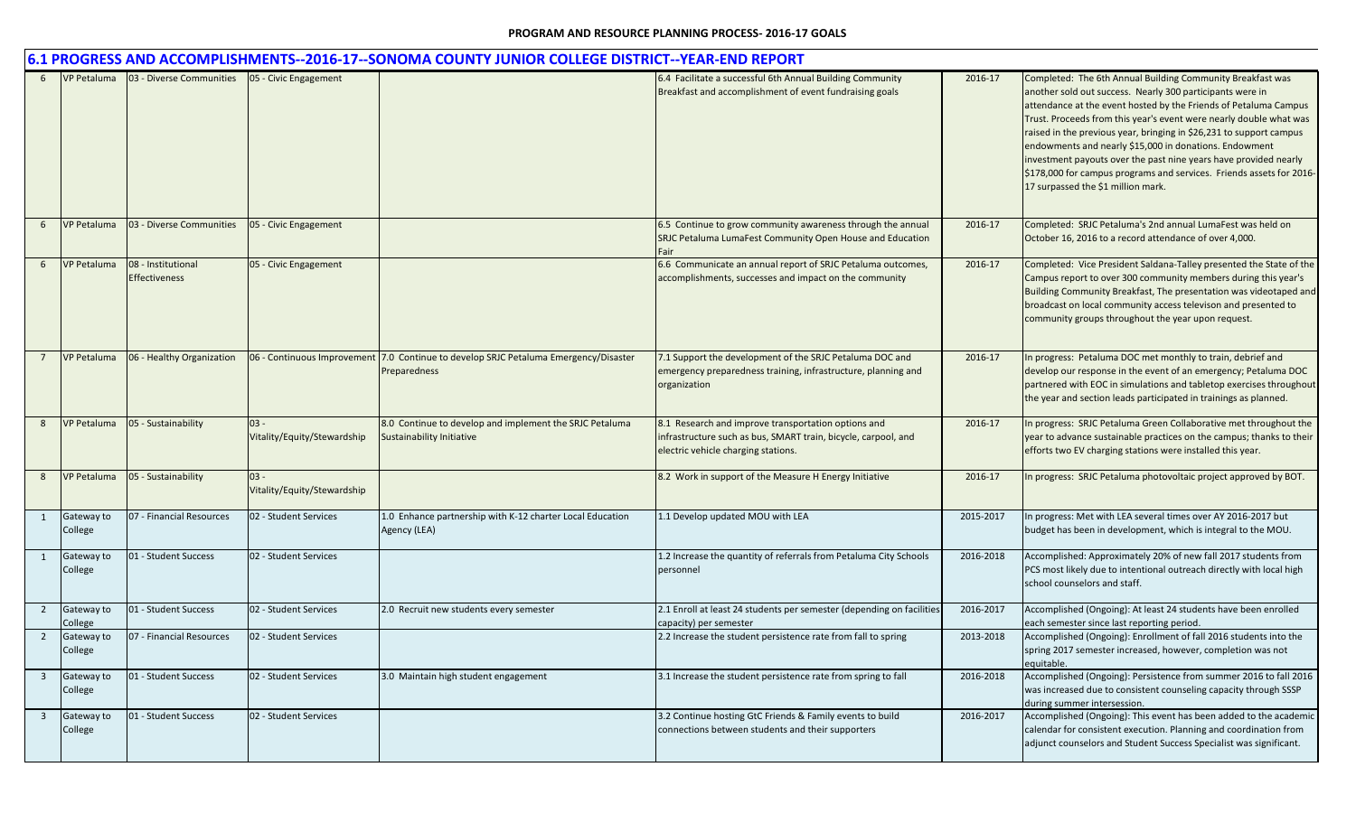**PROGRAM AND RESOURCE PLANNING PROCESS- 2016-17 GOALS**

## 6.1 PROGRESS AND ACCOMPLISHMENTS--2016-17--SONOMA COUNTY JUNIOR COLLEGE DISTRICT--YEAR-END REPORT

| | | | | | | | |
|---|---|---|---|---|---|---|---|
| 6 | VP Petaluma | 03 - Diverse Communities | 05 - Civic Engagement | | 6.4 Facilitate a successful 6th Annual Building Community Breakfast and accomplishment of event fundraising goals | 2016-17 | Completed: The 6th Annual Building Community Breakfast was another sold out success. Nearly 300 participants were in attendance at the event hosted by the Friends of Petaluma Campus Trust. Proceeds from this year's event were nearly double what was raised in the previous year, bringing in $26,231 to support campus endowments and nearly $15,000 in donations. Endowment investment payouts over the past nine years have provided nearly $178,000 for campus programs and services. Friends assets for 2016-17 surpassed the $1 million mark. |
| 6 | VP Petaluma | 03 - Diverse Communities | 05 - Civic Engagement | | 6.5 Continue to grow community awareness through the annual SRJC Petaluma LumaFest Community Open House and Education Fair | 2016-17 | Completed: SRJC Petaluma's 2nd annual LumaFest was held on October 16, 2016 to a record attendance of over 4,000. |
| 6 | VP Petaluma | 08 - Institutional Effectiveness | 05 - Civic Engagement | | 6.6 Communicate an annual report of SRJC Petaluma outcomes, accomplishments, successes and impact on the community | 2016-17 | Completed: Vice President Saldana-Talley presented the State of the Campus report to over 300 community members during this year's Building Community Breakfast, The presentation was videotaped and broadcast on local community access televison and presented to community groups throughout the year upon request. |
| 7 | VP Petaluma | 06 - Healthy Organization | 06 - Continuous Improvement | 7.0 Continue to develop SRJC Petaluma Emergency/Disaster Preparedness | 7.1 Support the development of the SRJC Petaluma DOC and emergency preparedness training, infrastructure, planning and organization | 2016-17 | In progress: Petaluma DOC met monthly to train, debrief and develop our response in the event of an emergency; Petaluma DOC partnered with EOC in simulations and tabletop exercises throughout the year and section leads participated in trainings as planned. |
| 8 | VP Petaluma | 05 - Sustainability | 03 - Vitality/Equity/Stewardship | 8.0 Continue to develop and implement the SRJC Petaluma Sustainability Initiative | 8.1 Research and improve transportation options and infrastructure such as bus, SMART train, bicycle, carpool, and electric vehicle charging stations. | 2016-17 | In progress: SRJC Petaluma Green Collaborative met throughout the year to advance sustainable practices on the campus; thanks to their efforts two EV charging stations were installed this year. |
| 8 | VP Petaluma | 05 - Sustainability | 03 - Vitality/Equity/Stewardship | | 8.2 Work in support of the Measure H Energy Initiative | 2016-17 | In progress: SRJC Petaluma photovoltaic project approved by BOT. |
| 1 | Gateway to College | 07 - Financial Resources | 02 - Student Services | 1.0 Enhance partnership with K-12 charter Local Education Agency (LEA) | 1.1 Develop updated MOU with LEA | 2015-2017 | In progress: Met with LEA several times over AY 2016-2017 but budget has been in development, which is integral to the MOU. |
| 1 | Gateway to College | 01 - Student Success | 02 - Student Services | | 1.2 Increase the quantity of referrals from Petaluma City Schools personnel | 2016-2018 | Accomplished: Approximately 20% of new fall 2017 students from PCS most likely due to intentional outreach directly with local high school counselors and staff. |
| 2 | Gateway to College | 01 - Student Success | 02 - Student Services | 2.0 Recruit new students every semester | 2.1 Enroll at least 24 students per semester (depending on facilities capacity) per semester | 2016-2017 | Accomplished (Ongoing): At least 24 students have been enrolled each semester since last reporting period. |
| 2 | Gateway to College | 07 - Financial Resources | 02 - Student Services | | 2.2 Increase the student persistence rate from fall to spring | 2013-2018 | Accomplished (Ongoing): Enrollment of fall 2016 students into the spring 2017 semester increased, however, completion was not equitable. |
| 3 | Gateway to College | 01 - Student Success | 02 - Student Services | 3.0 Maintain high student engagement | 3.1 Increase the student persistence rate from spring to fall | 2016-2018 | Accomplished (Ongoing): Persistence from summer 2016 to fall 2016 was increased due to consistent counseling capacity through SSSP during summer intersession. |
| 3 | Gateway to College | 01 - Student Success | 02 - Student Services | | 3.2 Continue hosting GtC Friends & Family events to build connections between students and their supporters | 2016-2017 | Accomplished (Ongoing): This event has been added to the academic calendar for consistent execution. Planning and coordination from adjunct counselors and Student Success Specialist was significant. |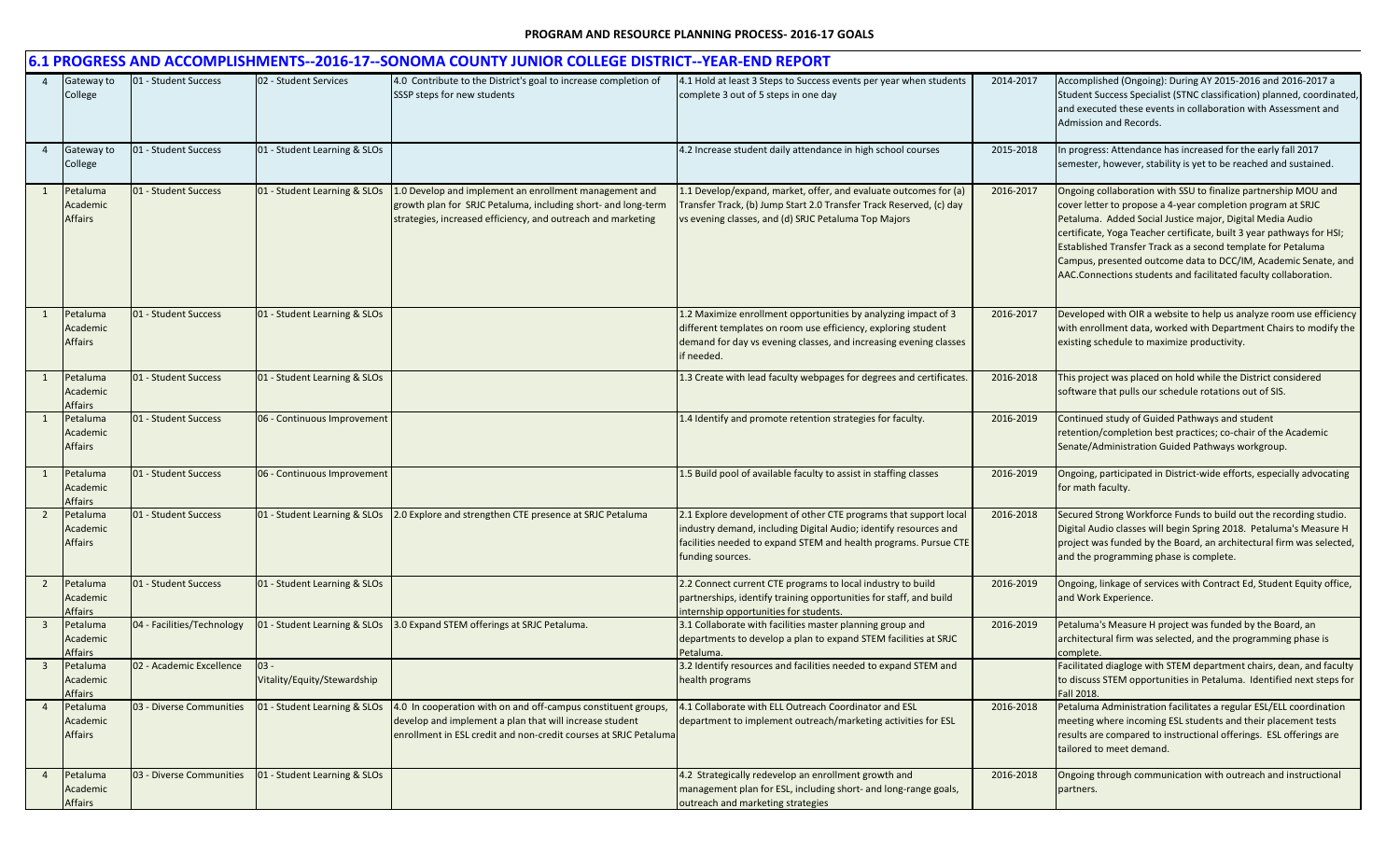**PROGRAM AND RESOURCE PLANNING PROCESS- 2016-17 GOALS**

## 6.1 PROGRESS AND ACCOMPLISHMENTS--2016-17--SONOMA COUNTY JUNIOR COLLEGE DISTRICT--YEAR-END REPORT

| | | | | | | | |
|---|---|---|---|---|---|---|---|
| 4 | Gateway to College | 01 - Student Success | 02 - Student Services | 4.0 Contribute to the District's goal to increase completion of SSSP steps for new students | 4.1 Hold at least 3 Steps to Success events per year when students complete 3 out of 5 steps in one day | 2014-2017 | Accomplished (Ongoing): During AY 2015-2016 and 2016-2017 a Student Success Specialist (STNC classification) planned, coordinated, and executed these events in collaboration with Assessment and Admission and Records. |
| 4 | Gateway to College | 01 - Student Success | 01 - Student Learning & SLOs | | 4.2 Increase student daily attendance in high school courses | 2015-2018 | In progress: Attendance has increased for the early fall 2017 semester, however, stability is yet to be reached and sustained. |
| 1 | Petaluma Academic Affairs | 01 - Student Success | 01 - Student Learning & SLOs | 1.0 Develop and implement an enrollment management and growth plan for SRJC Petaluma, including short- and long-term strategies, increased efficiency, and outreach and marketing | 1.1 Develop/expand, market, offer, and evaluate outcomes for (a) Transfer Track, (b) Jump Start 2.0 Transfer Track Reserved, (c) day vs evening classes, and (d) SRJC Petaluma Top Majors | 2016-2017 | Ongoing collaboration with SSU to finalize partnership MOU and cover letter to propose a 4-year completion program at SRJC Petaluma. Added Social Justice major, Digital Media Audio certificate, Yoga Teacher certificate, built 3 year pathways for HSI; Established Transfer Track as a second template for Petaluma Campus, presented outcome data to DCC/IM, Academic Senate, and AAC.Connections students and facilitated faculty collaboration. |
| 1 | Petaluma Academic Affairs | 01 - Student Success | 01 - Student Learning & SLOs | | 1.2 Maximize enrollment opportunities by analyzing impact of 3 different templates on room use efficiency, exploring student demand for day vs evening classes, and increasing evening classes if needed. | 2016-2017 | Developed with OIR a website to help us analyze room use efficiency with enrollment data, worked with Department Chairs to modify the existing schedule to maximize productivity. |
| 1 | Petaluma Academic Affairs | 01 - Student Success | 01 - Student Learning & SLOs | | 1.3 Create with lead faculty webpages for degrees and certificates. | 2016-2018 | This project was placed on hold while the District considered software that pulls our schedule rotations out of SIS. |
| 1 | Petaluma Academic Affairs | 01 - Student Success | 06 - Continuous Improvement | | 1.4 Identify and promote retention strategies for faculty. | 2016-2019 | Continued study of Guided Pathways and student retention/completion best practices; co-chair of the Academic Senate/Administration Guided Pathways workgroup. |
| 1 | Petaluma Academic Affairs | 01 - Student Success | 06 - Continuous Improvement | | 1.5 Build pool of available faculty to assist in staffing classes | 2016-2019 | Ongoing, participated in District-wide efforts, especially advocating for math faculty. |
| 2 | Petaluma Academic Affairs | 01 - Student Success | 01 - Student Learning & SLOs | 2.0 Explore and strengthen CTE presence at SRJC Petaluma | 2.1 Explore development of other CTE programs that support local industry demand, including Digital Audio; identify resources and facilities needed to expand STEM and health programs. Pursue CTE funding sources. | 2016-2018 | Secured Strong Workforce Funds to build out the recording studio. Digital Audio classes will begin Spring 2018. Petaluma's Measure H project was funded by the Board, an architectural firm was selected, and the programming phase is complete. |
| 2 | Petaluma Academic Affairs | 01 - Student Success | 01 - Student Learning & SLOs | | 2.2 Connect current CTE programs to local industry to build partnerships, identify training opportunities for staff, and build internship opportunities for students. | 2016-2019 | Ongoing, linkage of services with Contract Ed, Student Equity office, and Work Experience. |
| 3 | Petaluma Academic Affairs | 04 - Facilities/Technology | 01 - Student Learning & SLOs | 3.0 Expand STEM offerings at SRJC Petaluma. | 3.1 Collaborate with facilities master planning group and departments to develop a plan to expand STEM facilities at SRJC Petaluma. | 2016-2019 | Petaluma's Measure H project was funded by the Board, an architectural firm was selected, and the programming phase is complete. |
| 3 | Petaluma Academic Affairs | 02 - Academic Excellence | 03 - Vitality/Equity/Stewardship | | 3.2 Identify resources and facilities needed to expand STEM and health programs | | Facilitated diagloge with STEM department chairs, dean, and faculty to discuss STEM opportunities in Petaluma. Identified next steps for Fall 2018. |
| 4 | Petaluma Academic Affairs | 03 - Diverse Communities | 01 - Student Learning & SLOs | 4.0 In cooperation with on and off-campus constituent groups, develop and implement a plan that will increase student enrollment in ESL credit and non-credit courses at SRJC Petaluma | 4.1 Collaborate with ELL Outreach Coordinator and ESL department to implement outreach/marketing activities for ESL | 2016-2018 | Petaluma Administration facilitates a regular ESL/ELL coordination meeting where incoming ESL students and their placement tests results are compared to instructional offerings. ESL offerings are tailored to meet demand. |
| 4 | Petaluma Academic Affairs | 03 - Diverse Communities | 01 - Student Learning & SLOs | | 4.2 Strategically redevelop an enrollment growth and management plan for ESL, including short- and long-range goals, outreach and marketing strategies | 2016-2018 | Ongoing through communication with outreach and instructional partners. |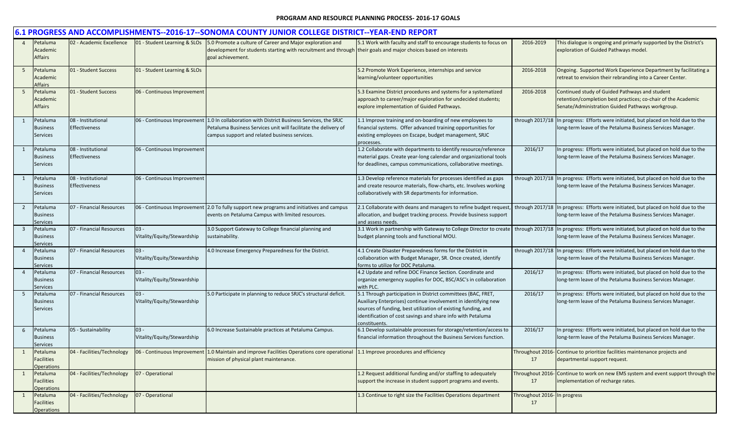## 6.1 PROGRESS AND ACCOMPLISHMENTS--2016-17--SONOMA COUNTY JUNIOR COLLEGE DISTRICT--YEAR-END REPORT

| | | | | | | | |
|---|---|---|---|---|---|---|---|
| 4 | Petaluma Academic Affairs | 02 - Academic Excellence | 01 - Student Learning & SLOs | 5.0 Promote a culture of Career and Major exploration and development for students starting with recruitment and through goal achievement. | 5.1 Work with faculty and staff to encourage students to focus on their goals and major choices based on interests | 2016-2019 | This dialogue is ongoing and primarily supported by the District's exploration of Guided Pathways model. |
| 5 | Petaluma Academic Affairs | 01 - Student Success | 01 - Student Learning & SLOs | | 5.2 Promote Work Experience, internships and service learning/volunteer opportunities | 2016-2018 | Ongoing. Supported Work Experience Department by facilitating a retreat to envision their rebranding into a Career Center. |
| 5 | Petaluma Academic Affairs | 01 - Student Success | 06 - Continuous Improvement | | 5.3 Examine District procedures and systems for a systematized approach to career/major exploration for undecided students; explore implementation of Guided Pathways. | 2016-2018 | Continued study of Guided Pathways and student retention/completion best practices; co-chair of the Academic Senate/Administration Guided Pathways workgroup. |
| 1 | Petaluma Business Services | 08 - Institutional Effectiveness | 06 - Continuous Improvement | 1.0 In collaboration with District Business Services, the SRJC Petaluma Business Services unit will facilitate the delivery of campus support and related business services. | 1.1 Improve training and on-boarding of new employees to financial systems. Offer advanced training opportunities for existing employees on Escape, budget management, SRJC processes. | through 2017/18 | In progress: Efforts were initiated, but placed on hold due to the long-term leave of the Petaluma Business Services Manager. |
| 1 | Petaluma Business Services | 08 - Institutional Effectiveness | 06 - Continuous Improvement | | 1.2 Collaborate with departments to identify resource/reference material gaps. Create year-long calendar and organizational tools for deadlines, campus communications, collaborative meetings. | 2016/17 | In progress: Efforts were initiated, but placed on hold due to the long-term leave of the Petaluma Business Services Manager. |
| 1 | Petaluma Business Services | 08 - Institutional Effectiveness | 06 - Continuous Improvement | | 1.3 Develop reference materials for processes identified as gaps and create resource materials, flow-charts, etc. Involves working collaboratively with SR departments for information. | through 2017/18 | In progress: Efforts were initiated, but placed on hold due to the long-term leave of the Petaluma Business Services Manager. |
| 2 | Petaluma Business Services | 07 - Financial Resources | 06 - Continuous Improvement | 2.0 To fully support new programs and initiatives and campus events on Petaluma Campus with limited resources. | 2.1 Collaborate with deans and managers to refine budget request, allocation, and budget tracking process. Provide business support and assess needs. | through 2017/18 | In progress: Efforts were initiated, but placed on hold due to the long-term leave of the Petaluma Business Services Manager. |
| 3 | Petaluma Business Services | 07 - Financial Resources | 03 - Vitality/Equity/Stewardship | 3.0 Support Gateway to College financial planning and sustainability. | 3.1 Work in partnership with Gateway to College Director to create budget planning tools and functional MOU. | through 2017/18 | In progress: Efforts were initiated, but placed on hold due to the long-term leave of the Petaluma Business Services Manager. |
| 4 | Petaluma Business Services | 07 - Financial Resources | 03 - Vitality/Equity/Stewardship | 4.0 Increase Emergency Preparedness for the District. | 4.1 Create Disaster Preparedness forms for the District in collaboration with Budget Manager, SR. Once created, identify forms to utilize for DOC Petaluma. | through 2017/18 | In progress: Efforts were initiated, but placed on hold due to the long-term leave of the Petaluma Business Services Manager. |
| 4 | Petaluma Business Services | 07 - Financial Resources | 03 - Vitality/Equity/Stewardship | | 4.2 Update and refine DOC Finance Section. Coordinate and organize emergency supplies for DOC, BSC/ASC's in collaboration with PLC. | 2016/17 | In progress: Efforts were initiated, but placed on hold due to the long-term leave of the Petaluma Business Services Manager. |
| 5 | Petaluma Business Services | 07 - Financial Resources | 03 - Vitality/Equity/Stewardship | 5.0 Participate in planning to reduce SRJC's structural deficit. | 5.1 Through participation in District committees (BAC, FRET, Auxiliary Enterprises) continue involvement in identifying new sources of funding, best utilization of existing funding, and identification of cost savings and share info with Petaluma constituents. | 2016/17 | In progress: Efforts were initiated, but placed on hold due to the long-term leave of the Petaluma Business Services Manager. |
| 6 | Petaluma Business Services | 05 - Sustainability | 03 - Vitality/Equity/Stewardship | 6.0 Increase Sustainable practices at Petaluma Campus. | 6.1 Develop sustainable processes for storage/retention/access to financial information throughout the Business Services function. | 2016/17 | In progress: Efforts were initiated, but placed on hold due to the long-term leave of the Petaluma Business Services Manager. |
| 1 | Petaluma Facilities Operations | 04 - Facilities/Technology | 06 - Continuous Improvement | 1.0 Maintain and improve Facilities Operations core operational mission of physical plant maintenance. | 1.1 Improve procedures and efficiency | Throughout 2016-17 | Continue to prioritize facilities maintenance projects and departmental support request. |
| 1 | Petaluma Facilities Operations | 04 - Facilities/Technology | 07 - Operational | | 1.2 Request additional funding and/or staffing to adequately support the increase in student support programs and events. | Throughout 2016-17 | Continue to work on new EMS system and event support through the implementation of recharge rates. |
| 1 | Petaluma Facilities Operations | 04 - Facilities/Technology | 07 - Operational | | 1.3 Continue to right size the Facilities Operations department | Throughout 2016-17 | In progress |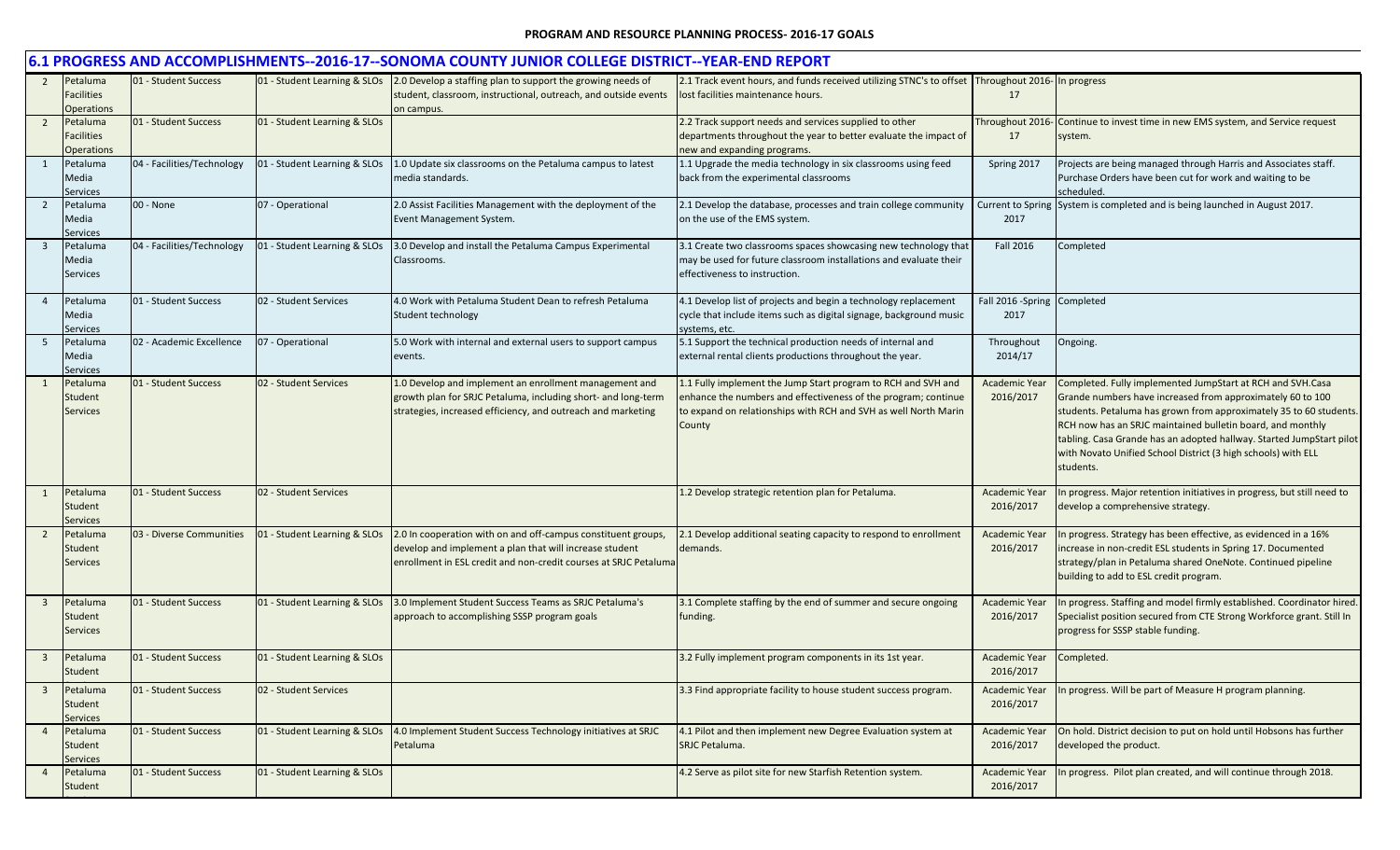**PROGRAM AND RESOURCE PLANNING PROCESS- 2016-17 GOALS**

## 6.1 PROGRESS AND ACCOMPLISHMENTS--2016-17--SONOMA COUNTY JUNIOR COLLEGE DISTRICT--YEAR-END REPORT

| | | | | | | | |
|---|---|---|---|---|---|---|---|
| 2 | Petaluma Facilities Operations | 01 - Student Success | 01 - Student Learning & SLOs | 2.0 Develop a staffing plan to support the growing needs of student, classroom, instructional, outreach, and outside events on campus. | 2.1 Track event hours, and funds received utilizing STNC's to offset lost facilities maintenance hours. | Throughout 2016-17 | In progress |
| 2 | Petaluma Facilities Operations | 01 - Student Success | 01 - Student Learning & SLOs | | 2.2 Track support needs and services supplied to other departments throughout the year to better evaluate the impact of new and expanding programs. | Throughout 2016-17 | Continue to invest time in new EMS system, and Service request system. |
| 1 | Petaluma Media Services | 04 - Facilities/Technology | 01 - Student Learning & SLOs | 1.0 Update six classrooms on the Petaluma campus to latest media standards. | 1.1 Upgrade the media technology in six classrooms using feed back from the experimental classrooms | Spring 2017 | Projects are being managed through Harris and Associates staff. Purchase Orders have been cut for work and waiting to be scheduled. |
| 2 | Petaluma Media Services | 00 - None | 07 - Operational | 2.0 Assist Facilities Management with the deployment of the Event Management System. | 2.1 Develop the database, processes and train college community on the use of the EMS system. | Current to Spring 2017 | System is completed and is being launched in August 2017. |
| 3 | Petaluma Media Services | 04 - Facilities/Technology | 01 - Student Learning & SLOs | 3.0 Develop and install the Petaluma Campus Experimental Classrooms. | 3.1 Create two classrooms spaces showcasing new technology that may be used for future classroom installations and evaluate their effectiveness to instruction. | Fall 2016 | Completed |
| 4 | Petaluma Media Services | 01 - Student Success | 02 - Student Services | 4.0 Work with Petaluma Student Dean to refresh Petaluma Student technology | 4.1 Develop list of projects and begin a technology replacement cycle that include items such as digital signage, background music systems, etc. | Fall 2016 -Spring 2017 | Completed |
| 5 | Petaluma Media Services | 02 - Academic Excellence | 07 - Operational | 5.0 Work with internal and external users to support campus events. | 5.1 Support the technical production needs of internal and external rental clients productions throughout the year. | Throughout 2014/17 | Ongoing. |
| 1 | Petaluma Student Services | 01 - Student Success | 02 - Student Services | 1.0 Develop and implement an enrollment management and growth plan for SRJC Petaluma, including short- and long-term strategies, increased efficiency, and outreach and marketing | 1.1 Fully implement the Jump Start program to RCH and SVH and enhance the numbers and effectiveness of the program; continue to expand on relationships with RCH and SVH as well North Marin County | Academic Year 2016/2017 | Completed. Fully implemented JumpStart at RCH and SVH.Casa Grande numbers have increased from approximately 60 to 100 students. Petaluma has grown from approximately 35 to 60 students. RCH now has an SRJC maintained bulletin board, and monthly tabling. Casa Grande has an adopted hallway. Started JumpStart pilot with Novato Unified School District (3 high schools) with ELL students. |
| 1 | Petaluma Student Services | 01 - Student Success | 02 - Student Services | | 1.2 Develop strategic retention plan for Petaluma. | Academic Year 2016/2017 | In progress. Major retention initiatives in progress, but still need to develop a comprehensive strategy. |
| 2 | Petaluma Student Services | 03 - Diverse Communities | 01 - Student Learning & SLOs | 2.0 In cooperation with on and off-campus constituent groups, develop and implement a plan that will increase student enrollment in ESL credit and non-credit courses at SRJC Petaluma | 2.1 Develop additional seating capacity to respond to enrollment demands. | Academic Year 2016/2017 | In progress. Strategy has been effective, as evidenced in a 16% increase in non-credit ESL students in Spring 17. Documented strategy/plan in Petaluma shared OneNote. Continued pipeline building to add to ESL credit program. |
| 3 | Petaluma Student Services | 01 - Student Success | 01 - Student Learning & SLOs | 3.0 Implement Student Success Teams as SRJC Petaluma's approach to accomplishing SSSP program goals | 3.1 Complete staffing by the end of summer and secure ongoing funding. | Academic Year 2016/2017 | In progress. Staffing and model firmly established. Coordinator hired. Specialist position secured from CTE Strong Workforce grant. Still In progress for SSSP stable funding. |
| 3 | Petaluma Student | 01 - Student Success | 01 - Student Learning & SLOs | | 3.2 Fully implement program components in its 1st year. | Academic Year 2016/2017 | Completed. |
| 3 | Petaluma Student Services | 01 - Student Success | 02 - Student Services | | 3.3 Find appropriate facility to house student success program. | Academic Year 2016/2017 | In progress. Will be part of Measure H program planning. |
| 4 | Petaluma Student Services | 01 - Student Success | 01 - Student Learning & SLOs | 4.0 Implement Student Success Technology initiatives at SRJC Petaluma | 4.1 Pilot and then implement new Degree Evaluation system at SRJC Petaluma. | Academic Year 2016/2017 | On hold. District decision to put on hold until Hobsons has further developed the product. |
| 4 | Petaluma Student | 01 - Student Success | 01 - Student Learning & SLOs | | 4.2 Serve as pilot site for new Starfish Retention system. | Academic Year 2016/2017 | In progress. Pilot plan created, and will continue through 2018. |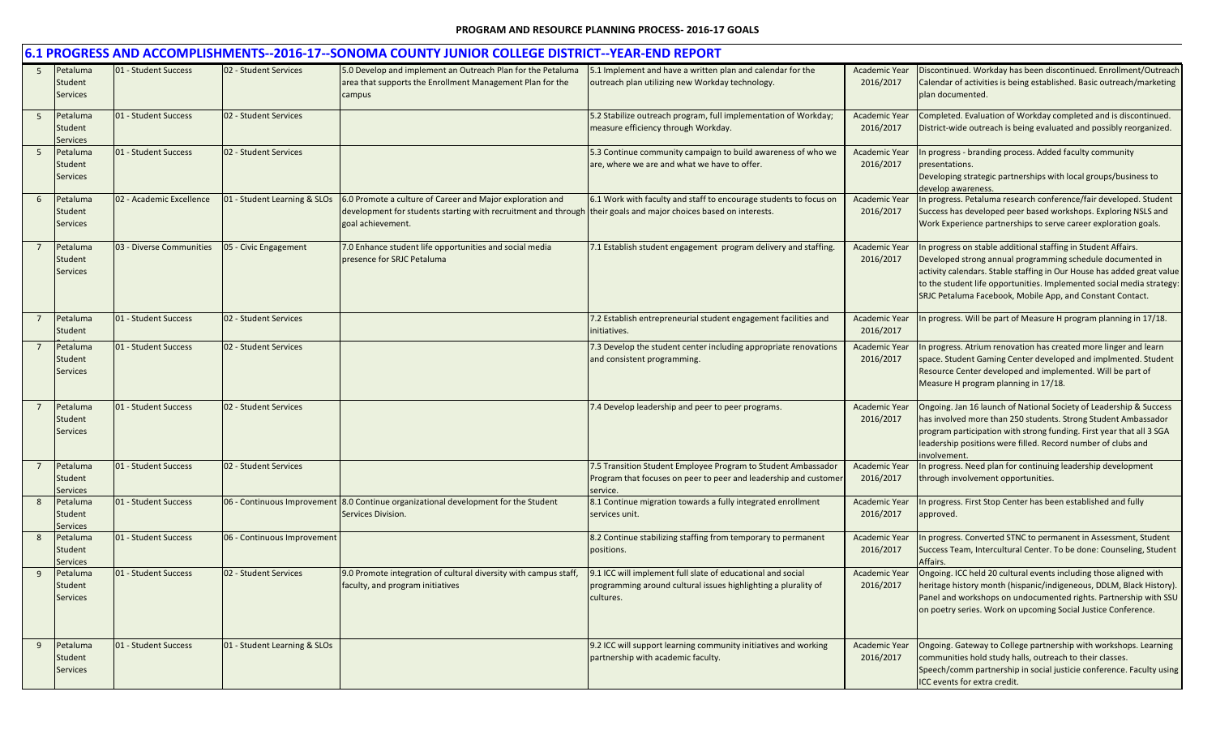**PROGRAM AND RESOURCE PLANNING PROCESS- 2016-17 GOALS**

## 6.1 PROGRESS AND ACCOMPLISHMENTS--2016-17--SONOMA COUNTY JUNIOR COLLEGE DISTRICT--YEAR-END REPORT

| | | | | | | | |
|---|---|---|---|---|---|---|---|
| 5 | Petaluma Student Services | 01 - Student Success | 02 - Student Services | 5.0 Develop and implement an Outreach Plan for the Petaluma area that supports the Enrollment Management Plan for the campus | 5.1 Implement and have a written plan and calendar for the outreach plan utilizing new Workday technology. | Academic Year 2016/2017 | Discontinued. Workday has been discontinued. Enrollment/Outreach Calendar of activities is being established. Basic outreach/marketing plan documented. |
| 5 | Petaluma Student Services | 01 - Student Success | 02 - Student Services | | 5.2 Stabilize outreach program, full implementation of Workday; measure efficiency through Workday. | Academic Year 2016/2017 | Completed. Evaluation of Workday completed and is discontinued. District-wide outreach is being evaluated and possibly reorganized. |
| 5 | Petaluma Student Services | 01 - Student Success | 02 - Student Services | | 5.3 Continue community campaign to build awareness of who we are, where we are and what we have to offer. | Academic Year 2016/2017 | In progress - branding process. Added faculty community presentations. Developing strategic partnerships with local groups/business to develop awareness. |
| 6 | Petaluma Student Services | 02 - Academic Excellence | 01 - Student Learning & SLOs | 6.0 Promote a culture of Career and Major exploration and development for students starting with recruitment and through goal achievement. | 6.1 Work with faculty and staff to encourage students to focus on their goals and major choices based on interests. | Academic Year 2016/2017 | In progress. Petaluma research conference/fair developed. Student Success has developed peer based workshops. Exploring NSLS and Work Experience partnerships to serve career exploration goals. |
| 7 | Petaluma Student Services | 03 - Diverse Communities | 05 - Civic Engagement | 7.0 Enhance student life opportunities and social media presence for SRJC Petaluma | 7.1 Establish student engagement program delivery and staffing. | Academic Year 2016/2017 | In progress on stable additional staffing in Student Affairs. Developed strong annual programming schedule documented in activity calendars. Stable staffing in Our House has added great value to the student life opportunities. Implemented social media strategy: SRJC Petaluma Facebook, Mobile App, and Constant Contact. |
| 7 | Petaluma Student | 01 - Student Success | 02 - Student Services | | 7.2 Establish entrepreneurial student engagement facilities and initiatives. | Academic Year 2016/2017 | In progress. Will be part of Measure H program planning in 17/18. |
| 7 | Petaluma Student Services | 01 - Student Success | 02 - Student Services | | 7.3 Develop the student center including appropriate renovations and consistent programming. | Academic Year 2016/2017 | In progress. Atrium renovation has created more linger and learn space. Student Gaming Center developed and implmented. Student Resource Center developed and implemented. Will be part of Measure H program planning in 17/18. |
| 7 | Petaluma Student Services | 01 - Student Success | 02 - Student Services | | 7.4 Develop leadership and peer to peer programs. | Academic Year 2016/2017 | Ongoing. Jan 16 launch of National Society of Leadership & Success has involved more than 250 students. Strong Student Ambassador program participation with strong funding. First year that all 3 SGA leadership positions were filled. Record number of clubs and involvement. |
| 7 | Petaluma Student Services | 01 - Student Success | 02 - Student Services | | 7.5 Transition Student Employee Program to Student Ambassador Program that focuses on peer to peer and leadership and customer service. | Academic Year 2016/2017 | In progress. Need plan for continuing leadership development through involvement opportunities. |
| 8 | Petaluma Student Services | 01 - Student Success | 06 - Continuous Improvement | 8.0 Continue organizational development for the Student Services Division. | 8.1 Continue migration towards a fully integrated enrollment services unit. | Academic Year 2016/2017 | In progress. First Stop Center has been established and fully approved. |
| 8 | Petaluma Student Services | 01 - Student Success | 06 - Continuous Improvement | | 8.2 Continue stabilizing staffing from temporary to permanent positions. | Academic Year 2016/2017 | In progress. Converted STNC to permanent in Assessment, Student Success Team, Intercultural Center. To be done: Counseling, Student Affairs. |
| 9 | Petaluma Student Services | 01 - Student Success | 02 - Student Services | 9.0 Promote integration of cultural diversity with campus staff, faculty, and program initiatives | 9.1 ICC will implement full slate of educational and social programming around cultural issues highlighting a plurality of cultures. | Academic Year 2016/2017 | Ongoing. ICC held 20 cultural events including those aligned with heritage history month (hispanic/indigeneous, DDLM, Black History). Panel and workshops on undocumented rights. Partnership with SSU on poetry series. Work on upcoming Social Justice Conference. |
| 9 | Petaluma Student Services | 01 - Student Success | 01 - Student Learning & SLOs | | 9.2 ICC will support learning community initiatives and working partnership with academic faculty. | Academic Year 2016/2017 | Ongoing. Gateway to College partnership with workshops. Learning communities hold study halls, outreach to their classes. Speech/comm partnership in social justicie conference. Faculty using ICC events for extra credit. |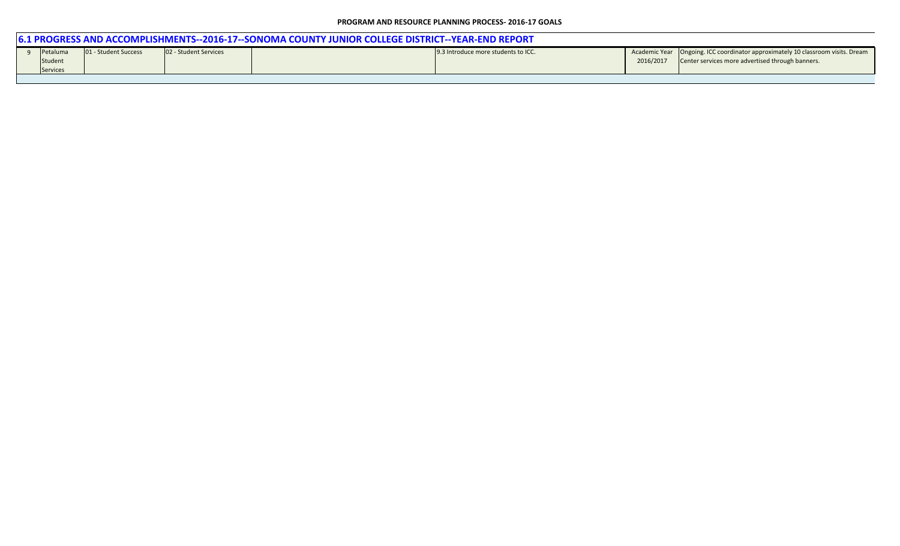**PROGRAM AND RESOURCE PLANNING PROCESS- 2016-17 GOALS**

## 6.1 PROGRESS AND ACCOMPLISHMENTS--2016-17--SONOMA COUNTY JUNIOR COLLEGE DISTRICT--YEAR-END REPORT

| | | | | | | | |
|---|---|---|---|---|---|---|---|
| 9 | Petaluma Student Services | 01 - Student Success | 02 - Student Services | | 9.3 Introduce more students to ICC. | Academic Year 2016/2017 | Ongoing. ICC coordinator approximately 10 classroom visits. Dream Center services more advertised through banners. |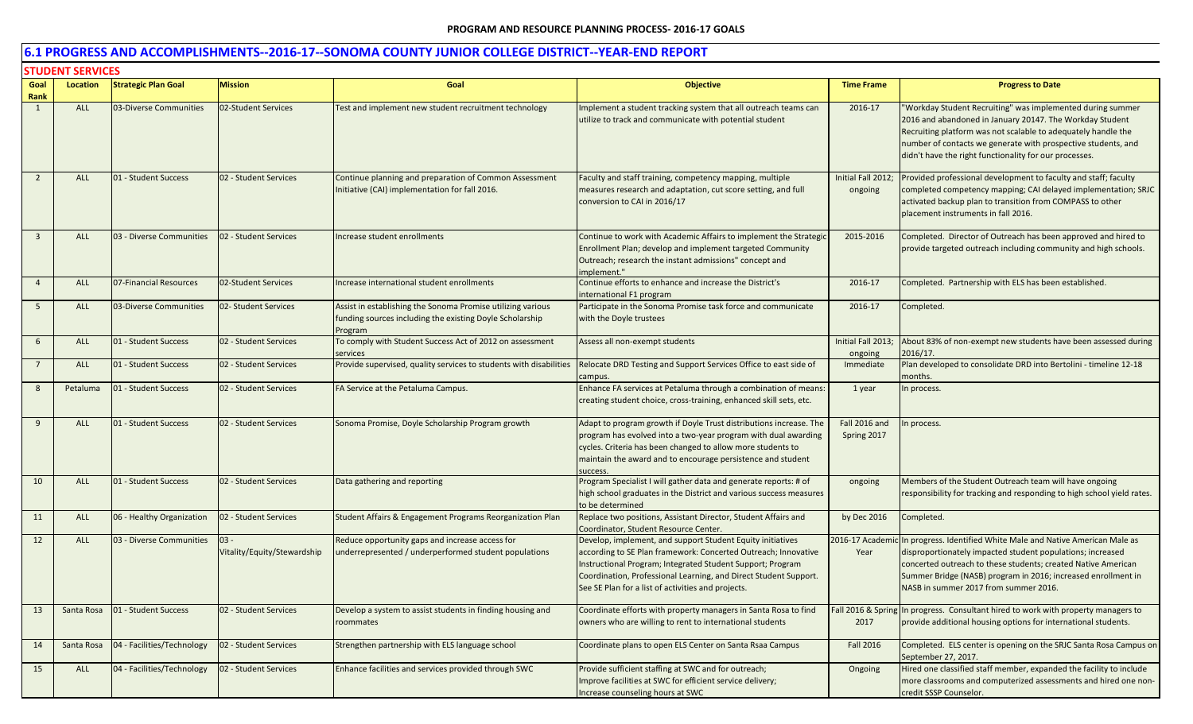**PROGRAM AND RESOURCE PLANNING PROCESS- 2016-17 GOALS**

## 6.1 PROGRESS AND ACCOMPLISHMENTS--2016-17--SONOMA COUNTY JUNIOR COLLEGE DISTRICT--YEAR-END REPORT

### STUDENT SERVICES

| Goal Rank | Location | Strategic Plan Goal | Mission | Goal | Objective | Time Frame | Progress to Date |
|---|---|---|---|---|---|---|---|
| 1 | ALL | 03-Diverse Communities | 02-Student Services | Test and implement new student recruitment technology | Implement a student tracking system that all outreach teams can utilize to track and communicate with potential student | 2016-17 | "Workday Student Recruiting" was implemented during summer 2016 and abandoned in January 20147. The Workday Student Recruiting platform was not scalable to adequately handle the number of contacts we generate with prospective students, and didn't have the right functionality for our processes. |
| 2 | ALL | 01 - Student Success | 02 - Student Services | Continue planning and preparation of Common Assessment Initiative (CAI) implementation for fall 2016. | Faculty and staff training, competency mapping, multiple measures research and adaptation, cut score setting, and full conversion to CAI in 2016/17 | Initial Fall 2012; ongoing | Provided professional development to faculty and staff; faculty completed competency mapping; CAI delayed implementation; SRJC activated backup plan to transition from COMPASS to other placement instruments in fall 2016. |
| 3 | ALL | 03 - Diverse Communities | 02 - Student Services | Increase student enrollments | Continue to work with Academic Affairs to implement the Strategic Enrollment Plan; develop and implement targeted Community Outreach; research the instant admissions" concept and implement." | 2015-2016 | Completed. Director of Outreach has been approved and hired to provide targeted outreach including community and high schools. |
| 4 | ALL | 07-Financial Resources | 02-Student Services | Increase international student enrollments | Continue efforts to enhance and increase the District's international F1 program | 2016-17 | Completed. Partnership with ELS has been established. |
| 5 | ALL | 03-Diverse Communities | 02- Student Services | Assist in establishing the Sonoma Promise utilizing various funding sources including the existing Doyle Scholarship Program | Participate in the Sonoma Promise task force and communicate with the Doyle trustees | 2016-17 | Completed. |
| 6 | ALL | 01 - Student Success | 02 - Student Services | To comply with Student Success Act of 2012 on assessment services | Assess all non-exempt students | Initial Fall 2013; ongoing | About 83% of non-exempt new students have been assessed during 2016/17. |
| 7 | ALL | 01 - Student Success | 02 - Student Services | Provide supervised, quality services to students with disabilities | Relocate DRD Testing and Support Services Office to east side of campus. | Immediate | Plan developed to consolidate DRD into Bertolini - timeline 12-18 months. |
| 8 | Petaluma | 01 - Student Success | 02 - Student Services | FA Service at the Petaluma Campus. | Enhance FA services at Petaluma through a combination of means: creating student choice, cross-training, enhanced skill sets, etc. | 1 year | In process. |
| 9 | ALL | 01 - Student Success | 02 - Student Services | Sonoma Promise, Doyle Scholarship Program growth | Adapt to program growth if Doyle Trust distributions increase. The program has evolved into a two-year program with dual awarding cycles. Criteria has been changed to allow more students to maintain the award and to encourage persistence and student success. | Fall 2016 and Spring 2017 | In process. |
| 10 | ALL | 01 - Student Success | 02 - Student Services | Data gathering and reporting | Program Specialist I will gather data and generate reports: # of high school graduates in the District and various success measures to be determined | ongoing | Members of the Student Outreach team will have ongoing responsibility for tracking and responding to high school yield rates. |
| 11 | ALL | 06 - Healthy Organization | 02 - Student Services | Student Affairs & Engagement Programs Reorganization Plan | Replace two positions, Assistant Director, Student Affairs and Coordinator, Student Resource Center. | by Dec 2016 | Completed. |
| 12 | ALL | 03 - Diverse Communities | 03 - Vitality/Equity/Stewardship | Reduce opportunity gaps and increase access for underrepresented / underperformed student populations | Develop, implement, and support Student Equity initiatives according to SE Plan framework: Concerted Outreach; Innovative Instructional Program; Integrated Student Support; Program Coordination, Professional Learning, and Direct Student Support. See SE Plan for a list of activities and projects. | 2016-17 Academic Year | In progress. Identified White Male and Native American Male as disproportionately impacted student populations; increased concerted outreach to these students; created Native American Summer Bridge (NASB) program in 2016; increased enrollment in NASB in summer 2017 from summer 2016. |
| 13 | Santa Rosa | 01 - Student Success | 02 - Student Services | Develop a system to assist students in finding housing and roommates | Coordinate efforts with property managers in Santa Rosa to find owners who are willing to rent to international students | Fall 2016 & Spring 2017 | In progress. Consultant hired to work with property managers to provide additional housing options for international students. |
| 14 | Santa Rosa | 04 - Facilities/Technology | 02 - Student Services | Strengthen partnership with ELS language school | Coordinate plans to open ELS Center on Santa Rsaa Campus | Fall 2016 | Completed. ELS center is opening on the SRJC Santa Rosa Campus on September 27, 2017. |
| 15 | ALL | 04 - Facilities/Technology | 02 - Student Services | Enhance facilities and services provided through SWC | Provide sufficient staffing at SWC and for outreach; Improve facilities at SWC for efficient service delivery; Increase counseling hours at SWC | Ongoing | Hired one classified staff member, expanded the facility to include more classrooms and computerized assessments and hired one non-credit SSSP Counselor. |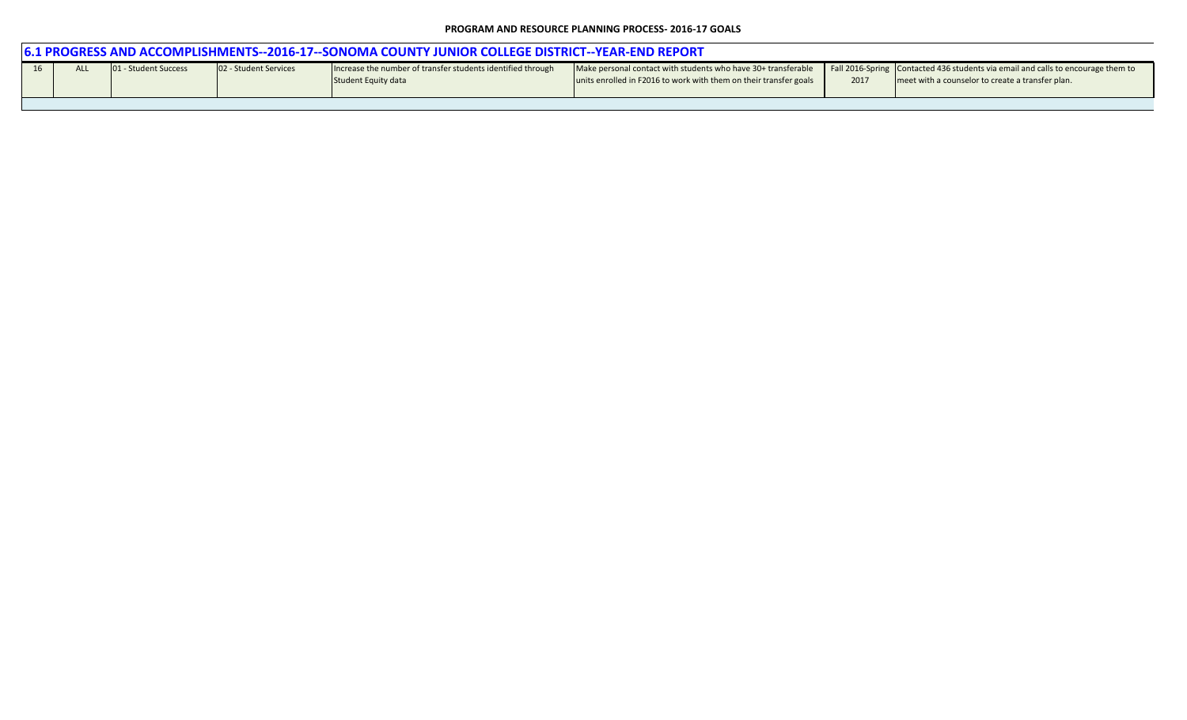**PROGRAM AND RESOURCE PLANNING PROCESS- 2016-17 GOALS**

## 6.1 PROGRESS AND ACCOMPLISHMENTS--2016-17--SONOMA COUNTY JUNIOR COLLEGE DISTRICT--YEAR-END REPORT

| | | | | | | | |
|---|---|---|---|---|---|---|---|
| 16 | ALL | 01 - Student Success | 02 - Student Services | Increase the number of transfer students identified through Student Equity data | Make personal contact with students who have 30+ transferable units enrolled in F2016 to work with them on their transfer goals | Fall 2016-Spring 2017 | Contacted 436 students via email and calls to encourage them to meet with a counselor to create a transfer plan. |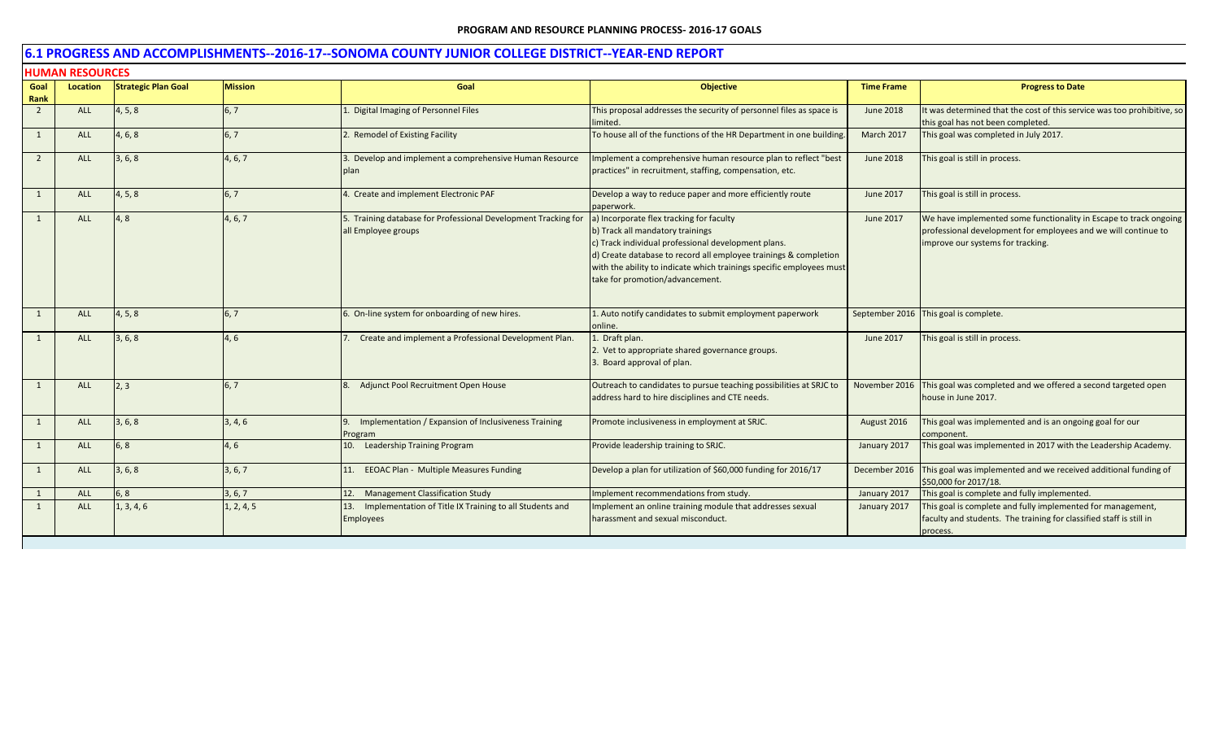**PROGRAM AND RESOURCE PLANNING PROCESS- 2016-17 GOALS**

## 6.1 PROGRESS AND ACCOMPLISHMENTS--2016-17--SONOMA COUNTY JUNIOR COLLEGE DISTRICT--YEAR-END REPORT

### HUMAN RESOURCES

| Goal Rank | Location | Strategic Plan Goal | Mission | Goal | Objective | Time Frame | Progress to Date |
|---|---|---|---|---|---|---|---|
| 2 | ALL | 4, 5, 8 | 6, 7 | 1. Digital Imaging of Personnel Files | This proposal addresses the security of personnel files as space is limited. | June 2018 | It was determined that the cost of this service was too prohibitive, so this goal has not been completed. |
| 1 | ALL | 4, 6, 8 | 6, 7 | 2. Remodel of Existing Facility | To house all of the functions of the HR Department in one building. | March 2017 | This goal was completed in July 2017. |
| 2 | ALL | 3, 6, 8 | 4, 6, 7 | 3. Develop and implement a comprehensive Human Resource plan | Implement a comprehensive human resource plan to reflect "best practices" in recruitment, staffing, compensation, etc. | June 2018 | This goal is still in process. |
| 1 | ALL | 4, 5, 8 | 6, 7 | 4. Create and implement Electronic PAF | Develop a way to reduce paper and more efficiently route paperwork. | June 2017 | This goal is still in process. |
| 1 | ALL | 4, 8 | 4, 6, 7 | 5. Training database for Professional Development Tracking for all Employee groups | a) Incorporate flex tracking for faculty<br>b) Track all mandatory trainings<br>c) Track individual professional development plans.<br>d) Create database to record all employee trainings & completion with the ability to indicate which trainings specific employees must take for promotion/advancement. | June 2017 | We have implemented some functionality in Escape to track ongoing professional development for employees and we will continue to improve our systems for tracking. |
| 1 | ALL | 4, 5, 8 | 6, 7 | 6. On-line system for onboarding of new hires. | 1. Auto notify candidates to submit employment paperwork online. | September 2016 | This goal is complete. |
| 1 | ALL | 3, 6, 8 | 4, 6 | 7. Create and implement a Professional Development Plan. | 1. Draft plan.<br>2. Vet to appropriate shared governance groups.<br>3. Board approval of plan. | June 2017 | This goal is still in process. |
| 1 | ALL | 2, 3 | 6, 7 | 8. Adjunct Pool Recruitment Open House | Outreach to candidates to pursue teaching possibilities at SRJC to address hard to hire disciplines and CTE needs. | November 2016 | This goal was completed and we offered a second targeted open house in June 2017. |
| 1 | ALL | 3, 6, 8 | 3, 4, 6 | 9. Implementation / Expansion of Inclusiveness Training Program | Promote inclusiveness in employment at SRJC. | August 2016 | This goal was implemented and is an ongoing goal for our component. |
| 1 | ALL | 6, 8 | 4, 6 | 10. Leadership Training Program | Provide leadership training to SRJC. | January 2017 | This goal was implemented in 2017 with the Leadership Academy. |
| 1 | ALL | 3, 6, 8 | 3, 6, 7 | 11. EEOAC Plan - Multiple Measures Funding | Develop a plan for utilization of $60,000 funding for 2016/17 | December 2016 | This goal was implemented and we received additional funding of $50,000 for 2017/18. |
| 1 | ALL | 6, 8 | 3, 6, 7 | 12. Management Classification Study | Implement recommendations from study. | January 2017 | This goal is complete and fully implemented. |
| 1 | ALL | 1, 3, 4, 6 | 1, 2, 4, 5 | 13. Implementation of Title IX Training to all Students and Employees | Implement an online training module that addresses sexual harassment and sexual misconduct. | January 2017 | This goal is complete and fully implemented for management, faculty and students. The training for classified staff is still in process. |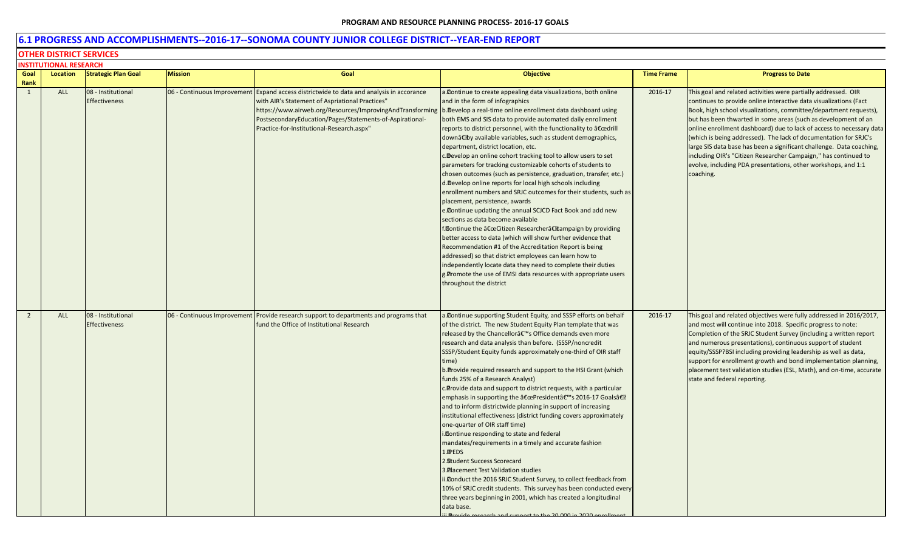**PROGRAM AND RESOURCE PLANNING PROCESS- 2016-17 GOALS**

## 6.1 PROGRESS AND ACCOMPLISHMENTS--2016-17--SONOMA COUNTY JUNIOR COLLEGE DISTRICT--YEAR-END REPORT

### OTHER DISTRICT SERVICES

#### INSTITUTIONAL RESEARCH

| Goal Rank | Location | Strategic Plan Goal | Mission | Goal | Objective | Time Frame | Progress to Date |
|---|---|---|---|---|---|---|---|
| 1 | ALL | 08 - Institutional Effectiveness | 06 - Continuous Improvement | Expand access districtwide to data and analysis in accordance with AIR's Statement of Aspriational Practices" https://www.airweb.org/Resources/ImprovingAndTransforming PostsecondaryEducation/Pages/Statements-of-Aspirational-Practice-for-Institutional-Research.aspx" | a.Continue to create appealing data visualizations, both online and in the form of infographics<br>b.Develop a real-time online enrollment data dashboard using both EMS and SIS data to provide automated daily enrollment reports to district personnel, with the functionality to â€œdrill downâ€by available variables, such as student demographics, department, district location, etc.<br>c.Develop an online cohort tracking tool to allow users to set parameters for tracking customizable cohorts of students to chosen outcomes (such as persistence, graduation, transfer, etc.)<br>d.Develop online reports for local high schools including enrollment numbers and SRJC outcomes for their students, such as placement, persistence, awards<br>e.Continue updating the annual SCJCD Fact Book and add new sections as data become available<br>f.Continue the â€œCitizen Researcherâ€campaign by providing better access to data (which will show further evidence that Recommendation #1 of the Accreditation Report is being addressed) so that district employees can learn how to independently locate data they need to complete their duties<br>g.Promote the use of EMSI data resources with appropriate users throughout the district | 2016-17 | This goal and related activities were partially addressed. OIR continues to provide online interactive data visualizations (Fact Book, high school visualizations, committee/department requests), but has been thwarted in some areas (such as development of an online enrollment dashboard) due to lack of access to necessary data (which is being addressed). The lack of documentation for SRJC's large SIS data base has been a significant challenge. Data coaching, including OIR's "Citizen Researcher Campaign," has continued to evolve, including PDA presentations, other workshops, and 1:1 coaching. |
| 2 | ALL | 08 - Institutional Effectiveness | 06 - Continuous Improvement | Provide research support to departments and programs that fund the Office of Institutional Research | a.Continue supporting Student Equity, and SSSP efforts on behalf of the district. The new Student Equity Plan template that was released by the Chancellorâ€™s Office demands even more research and data analysis than before. (SSSP/noncredit SSSP/Student Equity funds approximately one-third of OIR staff time)<br>b.Provide required research and support to the HSI Grant (which funds 25% of a Research Analyst)<br>c.Provide data and support to district requests, with a particular emphasis in supporting the â€œPresidentâ€™s 2016-17 Goalsâ€ and to inform districtwide planning in support of increasing institutional effectiveness (district funding covers approximately one-quarter of OIR staff time)<br>i.Continue responding to state and federal mandates/requirements in a timely and accurate fashion<br>1.IPEDS<br>2.Student Success Scorecard<br>3.Placement Test Validation studies<br>ii.Conduct the 2016 SRJC Student Survey, to collect feedback from 10% of SRJC credit students. This survey has been conducted every three years beginning in 2001, which has created a longitudinal data base.<br>iii.Provide research and support to the 20,000 in 2020 enrollment | 2016-17 | This goal and related objectives were fully addressed in 2016/2017, and most will continue into 2018. Specific progress to note: Completion of the SRJC Student Survey (including a written report and numerous presentations), continuous support of student equity/SSSP?BSI including providing leadership as well as data, support for enrollment growth and bond implementation planning, placement test validation studies (ESL, Math), and on-time, accurate state and federal reporting. |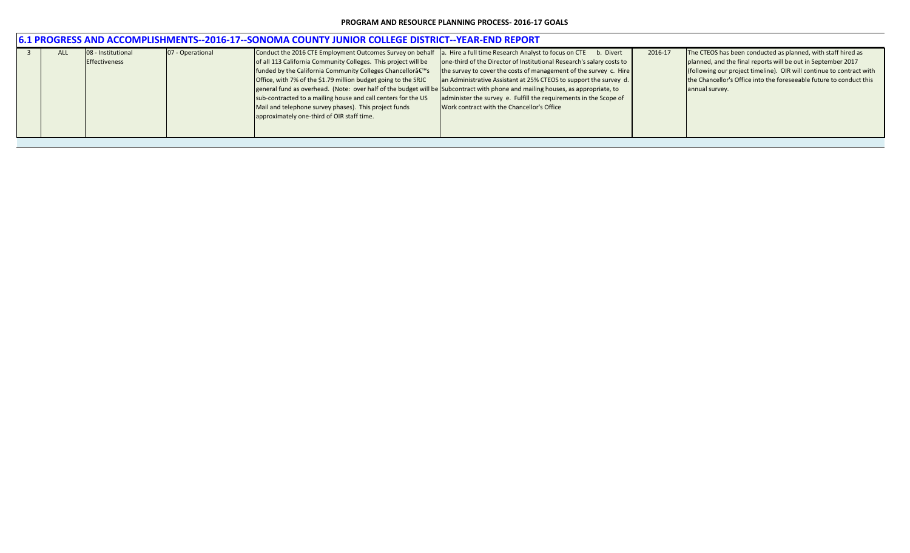**PROGRAM AND RESOURCE PLANNING PROCESS- 2016-17 GOALS**

## 6.1 PROGRESS AND ACCOMPLISHMENTS--2016-17--SONOMA COUNTY JUNIOR COLLEGE DISTRICT--YEAR-END REPORT

| | | | | | | | |
|---|---|---|---|---|---|---|---|
| 3 | ALL | 08 - Institutional Effectiveness | 07 - Operational | Conduct the 2016 CTE Employment Outcomes Survey on behalf of all 113 California Community Colleges. This project will be funded by the California Community Colleges Chancellorâ€™s Office, with 7% of the $1.79 million budget going to the SRJC general fund as overhead. (Note: over half of the budget will be sub-contracted to a mailing house and call centers for the US Mail and telephone survey phases). This project funds approximately one-third of OIR staff time. | a. Hire a full time Research Analyst to focus on CTE b. Divert one-third of the Director of Institutional Research's salary costs to the survey to cover the costs of management of the survey c. Hire an Administrative Assistant at 25% CTEOS to support the survey d. Subcontract with phone and mailing houses, as appropriate, to administer the survey e. Fulfill the requirements in the Scope of Work contract with the Chancellor's Office | 2016-17 | The CTEOS has been conducted as planned, with staff hired as planned, and the final reports will be out in September 2017 (following our project timeline). OIR will continue to contract with the Chancellor's Office into the foreseeable future to conduct this annual survey. |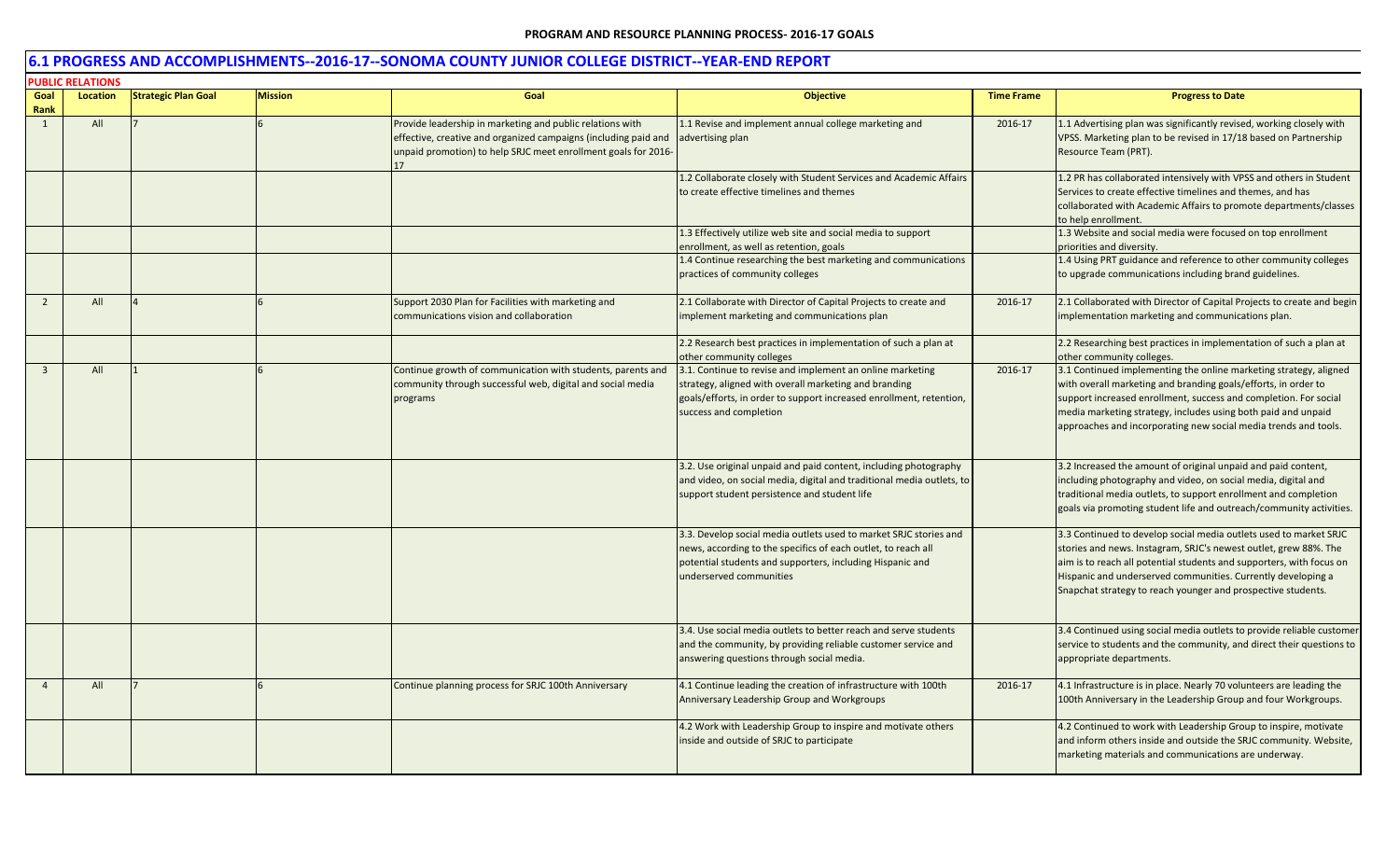**PROGRAM AND RESOURCE PLANNING PROCESS- 2016-17 GOALS**

## 6.1 PROGRESS AND ACCOMPLISHMENTS--2016-17--SONOMA COUNTY JUNIOR COLLEGE DISTRICT--YEAR-END REPORT

**PUBLIC RELATIONS**

| Goal Rank | Location | Strategic Plan Goal | Mission | Goal | Objective | Time Frame | Progress to Date |
|---|---|---|---|---|---|---|---|
| 1 | All | 7 | 6 | Provide leadership in marketing and public relations with effective, creative and organized campaigns (including paid and unpaid promotion) to help SRJC meet enrollment goals for 2016-17 | 1.1 Revise and implement annual college marketing and advertising plan | 2016-17 | 1.1 Advertising plan was significantly revised, working closely with VPSS. Marketing plan to be revised in 17/18 based on Partnership Resource Team (PRT). |
| | | | | | 1.2 Collaborate closely with Student Services and Academic Affairs to create effective timelines and themes | | 1.2 PR has collaborated intensively with VPSS and others in Student Services to create effective timelines and themes, and has collaborated with Academic Affairs to promote departments/classes to help enrollment. |
| | | | | | 1.3 Effectively utilize web site and social media to support enrollment, as well as retention, goals | | 1.3 Website and social media were focused on top enrollment priorities and diversity. |
| | | | | | 1.4 Continue researching the best marketing and communications practices of community colleges | | 1.4 Using PRT guidance and reference to other community colleges to upgrade communications including brand guidelines. |
| 2 | All | 4 | 6 | Support 2030 Plan for Facilities with marketing and communications vision and collaboration | 2.1 Collaborate with Director of Capital Projects to create and implement marketing and communications plan | 2016-17 | 2.1 Collaborated with Director of Capital Projects to create and begin implementation marketing and communications plan. |
| | | | | | 2.2 Research best practices in implementation of such a plan at other community colleges | | 2.2 Researching best practices in implementation of such a plan at other community colleges. |
| 3 | All | 1 | 6 | Continue growth of communication with students, parents and community through successful web, digital and social media programs | 3.1. Continue to revise and implement an online marketing strategy, aligned with overall marketing and branding goals/efforts, in order to support increased enrollment, retention, success and completion | 2016-17 | 3.1 Continued implementing the online marketing strategy, aligned with overall marketing and branding goals/efforts, in order to support increased enrollment, success and completion. For social media marketing strategy, includes using both paid and unpaid approaches and incorporating new social media trends and tools. |
| | | | | | 3.2. Use original unpaid and paid content, including photography and video, on social media, digital and traditional media outlets, to support student persistence and student life | | 3.2 Increased the amount of original unpaid and paid content, including photography and video, on social media, digital and traditional media outlets, to support enrollment and completion goals via promoting student life and outreach/community activities. |
| | | | | | 3.3. Develop social media outlets used to market SRJC stories and news, according to the specifics of each outlet, to reach all potential students and supporters, including Hispanic and underserved communities | | 3.3 Continued to develop social media outlets used to market SRJC stories and news. Instagram, SRJC's newest outlet, grew 88%. The aim is to reach all potential students and supporters, with focus on Hispanic and underserved communities. Currently developing a Snapchat strategy to reach younger and prospective students. |
| | | | | | 3.4. Use social media outlets to better reach and serve students and the community, by providing reliable customer service and answering questions through social media. | | 3.4 Continued using social media outlets to provide reliable customer service to students and the community, and direct their questions to appropriate departments. |
| 4 | All | 7 | 6 | Continue planning process for SRJC 100th Anniversary | 4.1 Continue leading the creation of infrastructure with 100th Anniversary Leadership Group and Workgroups | 2016-17 | 4.1 Infrastructure is in place. Nearly 70 volunteers are leading the 100th Anniversary in the Leadership Group and four Workgroups. |
| | | | | | 4.2 Work with Leadership Group to inspire and motivate others inside and outside of SRJC to participate | | 4.2 Continued to work with Leadership Group to inspire, motivate and inform others inside and outside the SRJC community. Website, marketing materials and communications are underway. |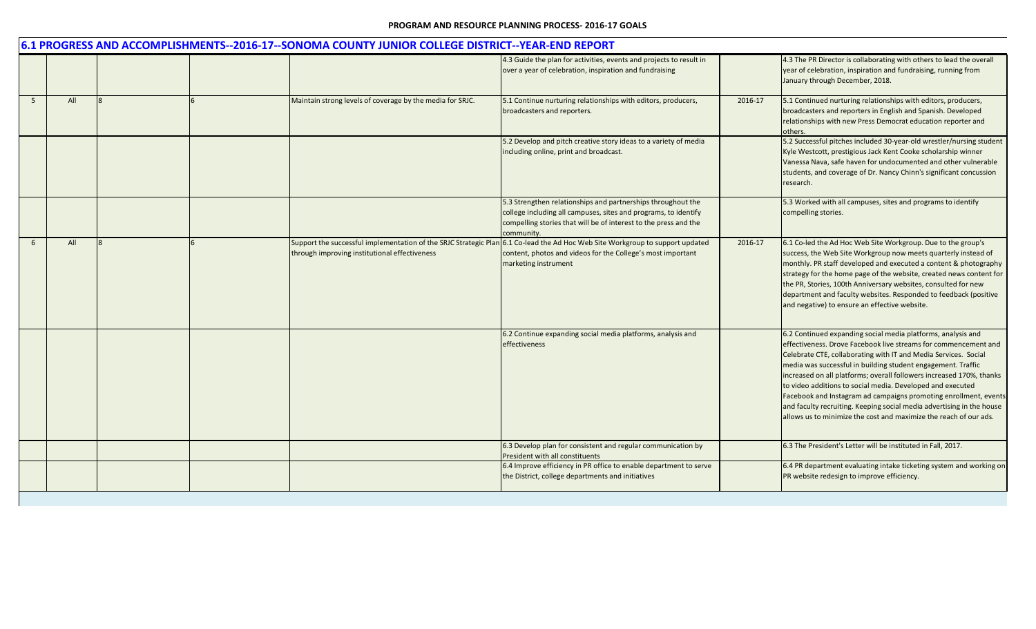**PROGRAM AND RESOURCE PLANNING PROCESS- 2016-17 GOALS**

## 6.1 PROGRESS AND ACCOMPLISHMENTS--2016-17--SONOMA COUNTY JUNIOR COLLEGE DISTRICT--YEAR-END REPORT

| | | | | | | | |
|---|---|---|---|---|---|---|---|
| | | | | | 4.3 Guide the plan for activities, events and projects to result in over a year of celebration, inspiration and fundraising | | 4.3 The PR Director is collaborating with others to lead the overall year of celebration, inspiration and fundraising, running from January through December, 2018. |
| 5 | All | 8 | 6 | Maintain strong levels of coverage by the media for SRJC. | 5.1 Continue nurturing relationships with editors, producers, broadcasters and reporters. | 2016-17 | 5.1 Continued nurturing relationships with editors, producers, broadcasters and reporters in English and Spanish. Developed relationships with new Press Democrat education reporter and others. |
| | | | | | 5.2 Develop and pitch creative story ideas to a variety of media including online, print and broadcast. | | 5.2 Successful pitches included 30-year-old wrestler/nursing student Kyle Westcott, prestigious Jack Kent Cooke scholarship winner Vanessa Nava, safe haven for undocumented and other vulnerable students, and coverage of Dr. Nancy Chinn's significant concussion research. |
| | | | | | 5.3 Strengthen relationships and partnerships throughout the college including all campuses, sites and programs, to identify compelling stories that will be of interest to the press and the community. | | 5.3 Worked with all campuses, sites and programs to identify compelling stories. |
| 6 | All | 8 | 6 | Support the successful implementation of the SRJC Strategic Plan through improving institutional effectiveness | 6.1 Co-lead the Ad Hoc Web Site Workgroup to support updated content, photos and videos for the College's most important marketing instrument | 2016-17 | 6.1 Co-led the Ad Hoc Web Site Workgroup. Due to the group's success, the Web Site Workgroup now meets quarterly instead of monthly. PR staff developed and executed a content & photography strategy for the home page of the website, created news content for the PR, Stories, 100th Anniversary websites, consulted for new department and faculty websites. Responded to feedback (positive and negative) to ensure an effective website. |
| | | | | | 6.2 Continue expanding social media platforms, analysis and effectiveness | | 6.2 Continued expanding social media platforms, analysis and effectiveness. Drove Facebook live streams for commencement and Celebrate CTE, collaborating with IT and Media Services. Social media was successful in building student engagement. Traffic increased on all platforms; overall followers increased 170%, thanks to video additions to social media. Developed and executed Facebook and Instagram ad campaigns promoting enrollment, events and faculty recruiting. Keeping social media advertising in the house allows us to minimize the cost and maximize the reach of our ads. |
| | | | | | 6.3 Develop plan for consistent and regular communication by President with all constituents | | 6.3 The President's Letter will be instituted in Fall, 2017. |
| | | | | | 6.4 Improve efficiency in PR office to enable department to serve the District, college departments and initiatives | | 6.4 PR department evaluating intake ticketing system and working on PR website redesign to improve efficiency. |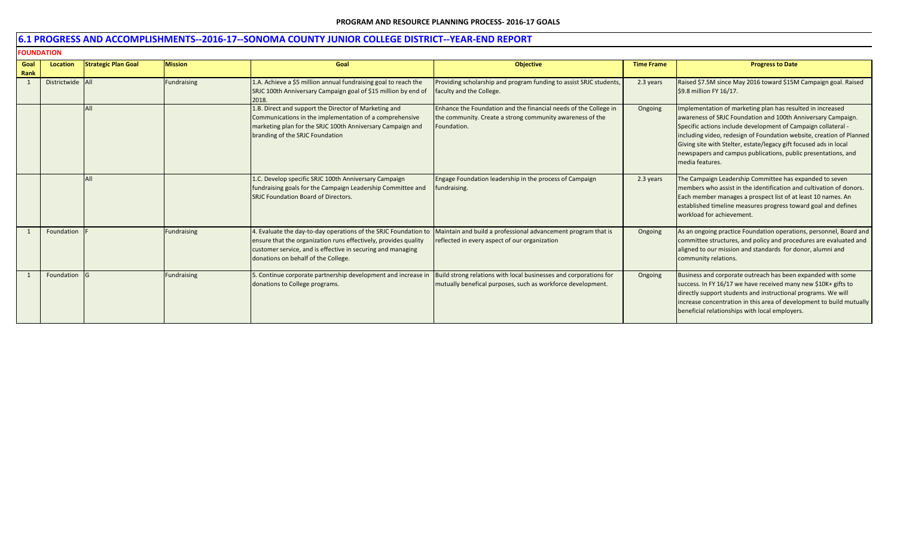PROGRAM AND RESOURCE PLANNING PROCESS- 2016-17 GOALS

## 6.1 PROGRESS AND ACCOMPLISHMENTS--2016-17--SONOMA COUNTY JUNIOR COLLEGE DISTRICT--YEAR-END REPORT

**FOUNDATION**

| Goal Rank | Location | Strategic Plan Goal | Mission | Goal | Objective | Time Frame | Progress to Date |
|---|---|---|---|---|---|---|---|
| 1 | Districtwide | All | Fundraising | 1.A. Achieve a $5 million annual fundraising goal to reach the SRJC 100th Anniversary Campaign goal of $15 million by end of 2018. | Providing scholarship and program funding to assist SRJC students, faculty and the College. | 2.3 years | Raised $7.5M since May 2016 toward $15M Campaign goal. Raised $9.8 million FY 16/17. |
| | | All | | 1.B. Direct and support the Director of Marketing and Communications in the implementation of a comprehensive marketing plan for the SRJC 100th Anniversary Campaign and branding of the SRJC Foundation | Enhance the Foundation and the financial needs of the College in the community. Create a strong community awareness of the Foundation. | Ongoing | Implementation of marketing plan has resulted in increased awareness of SRJC Foundation and 100th Anniversary Campaign. Specific actions include development of Campaign collateral - including video, redesign of Foundation website, creation of Planned Giving site with Stelter, estate/legacy gift focused ads in local newspapers and campus publications, public presentations, and media features. |
| | | All | | 1.C. Develop specific SRJC 100th Anniversary Campaign fundraising goals for the Campaign Leadership Committee and SRJC Foundation Board of Directors. | Engage Foundation leadership in the process of Campaign fundraising. | 2.3 years | The Campaign Leadership Committee has expanded to seven members who assist in the identification and cultivation of donors. Each member manages a prospect list of at least 10 names. An established timeline measures progress toward goal and defines workload for achievement. |
| 1 | Foundation | F | Fundraising | 4. Evaluate the day-to-day operations of the SRJC Foundation to ensure that the organization runs effectively, provides quality customer service, and is effective in securing and managing donations on behalf of the College. | Maintain and build a professional advancement program that is reflected in every aspect of our organization | Ongoing | As an ongoing practice Foundation operations, personnel, Board and committee structures, and policy and procedures are evaluated and aligned to our mission and standards for donor, alumni and community relations. |
| 1 | Foundation | G | Fundraising | 5. Continue corporate partnership development and increase in donations to College programs. | Build strong relations with local businesses and corporations for mutually benefical purposes, such as workforce development. | Ongoing | Business and corporate outreach has been expanded with some success. In FY 16/17 we have received many new $10K+ gifts to directly support students and instructional programs. We will increase concentration in this area of development to build mutually beneficial relationships with local employers. |